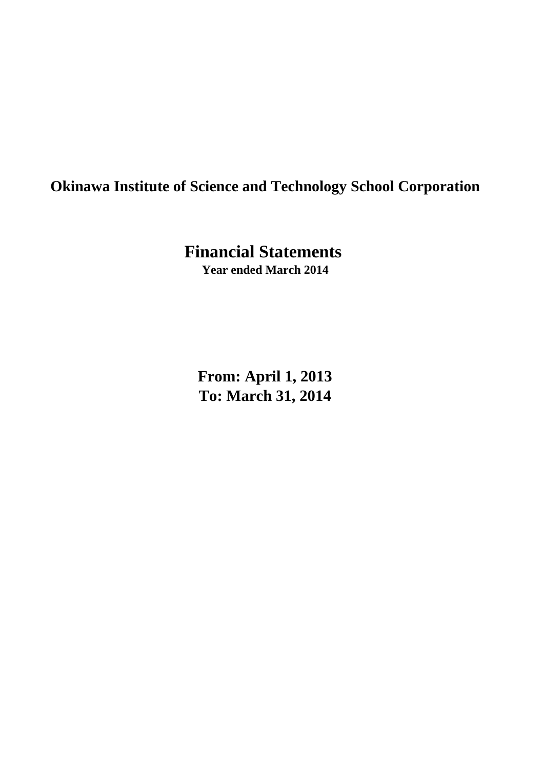# Okinawa Institute of Science and Technology School Corporation

## Financial Statements

**Year ended March 2014**

**From: April 1, 2013**
**To: March 31, 2014**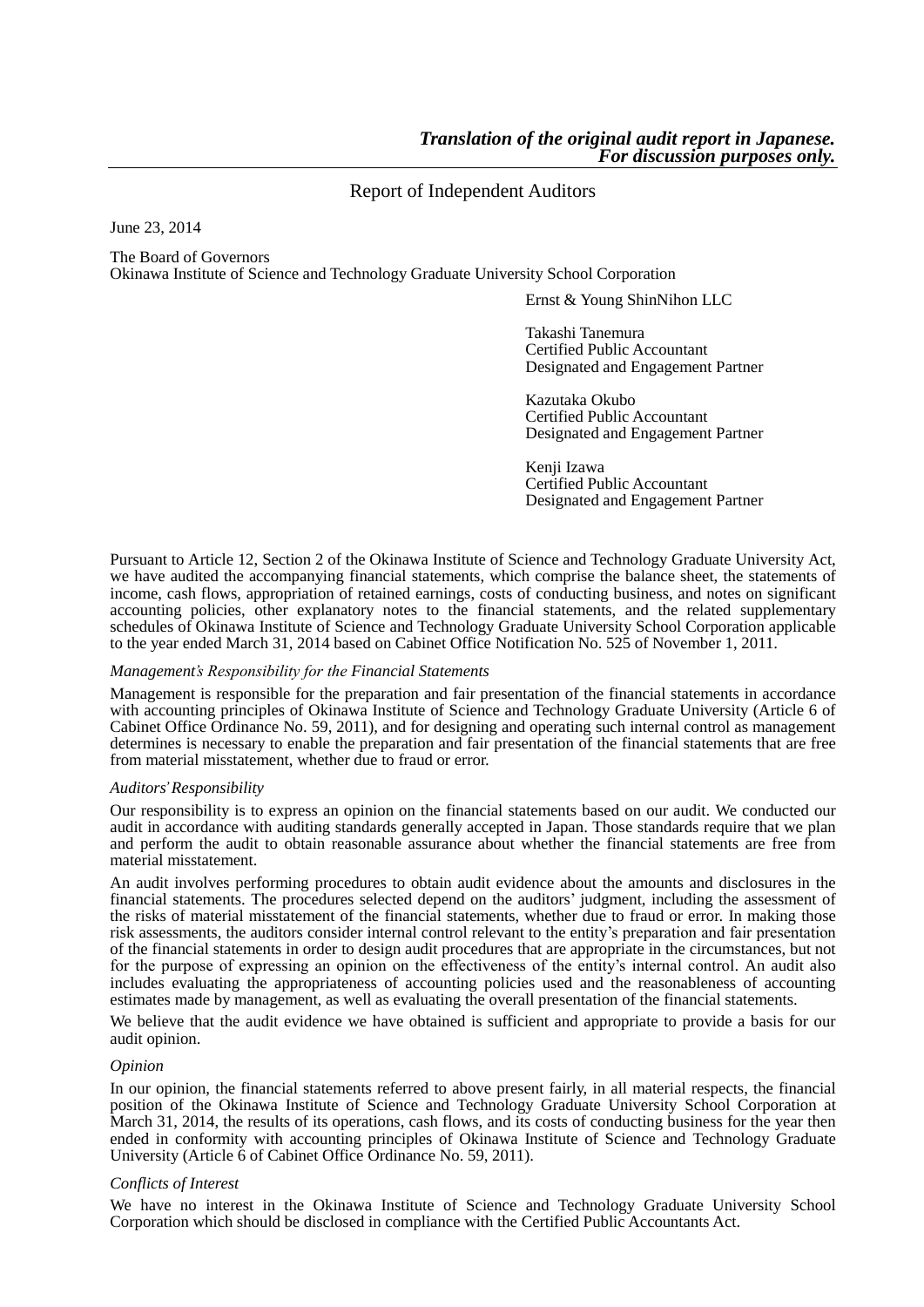***Translation of the original audit report in Japanese.***
***For discussion purposes only.***

# Report of Independent Auditors

June 23, 2014

The Board of Governors
Okinawa Institute of Science and Technology Graduate University School Corporation

Ernst & Young ShinNihon LLC

Takashi Tanemura
Certified Public Accountant
Designated and Engagement Partner

Kazutaka Okubo
Certified Public Accountant
Designated and Engagement Partner

Kenji Izawa
Certified Public Accountant
Designated and Engagement Partner

Pursuant to Article 12, Section 2 of the Okinawa Institute of Science and Technology Graduate University Act, we have audited the accompanying financial statements, which comprise the balance sheet, the statements of income, cash flows, appropriation of retained earnings, costs of conducting business, and notes on significant accounting policies, other explanatory notes to the financial statements, and the related supplementary schedules of Okinawa Institute of Science and Technology Graduate University School Corporation applicable to the year ended March 31, 2014 based on Cabinet Office Notification No. 525 of November 1, 2011.

*Management's Responsibility for the Financial Statements*

Management is responsible for the preparation and fair presentation of the financial statements in accordance with accounting principles of Okinawa Institute of Science and Technology Graduate University (Article 6 of Cabinet Office Ordinance No. 59, 2011), and for designing and operating such internal control as management determines is necessary to enable the preparation and fair presentation of the financial statements that are free from material misstatement, whether due to fraud or error.

*Auditors' Responsibility*

Our responsibility is to express an opinion on the financial statements based on our audit. We conducted our audit in accordance with auditing standards generally accepted in Japan. Those standards require that we plan and perform the audit to obtain reasonable assurance about whether the financial statements are free from material misstatement.

An audit involves performing procedures to obtain audit evidence about the amounts and disclosures in the financial statements. The procedures selected depend on the auditors' judgment, including the assessment of the risks of material misstatement of the financial statements, whether due to fraud or error. In making those risk assessments, the auditors consider internal control relevant to the entity's preparation and fair presentation of the financial statements in order to design audit procedures that are appropriate in the circumstances, but not for the purpose of expressing an opinion on the effectiveness of the entity's internal control. An audit also includes evaluating the appropriateness of accounting policies used and the reasonableness of accounting estimates made by management, as well as evaluating the overall presentation of the financial statements.

We believe that the audit evidence we have obtained is sufficient and appropriate to provide a basis for our audit opinion.

*Opinion*

In our opinion, the financial statements referred to above present fairly, in all material respects, the financial position of the Okinawa Institute of Science and Technology Graduate University School Corporation at March 31, 2014, the results of its operations, cash flows, and its costs of conducting business for the year then ended in conformity with accounting principles of Okinawa Institute of Science and Technology Graduate University (Article 6 of Cabinet Office Ordinance No. 59, 2011).

*Conflicts of Interest*

We have no interest in the Okinawa Institute of Science and Technology Graduate University School Corporation which should be disclosed in compliance with the Certified Public Accountants Act.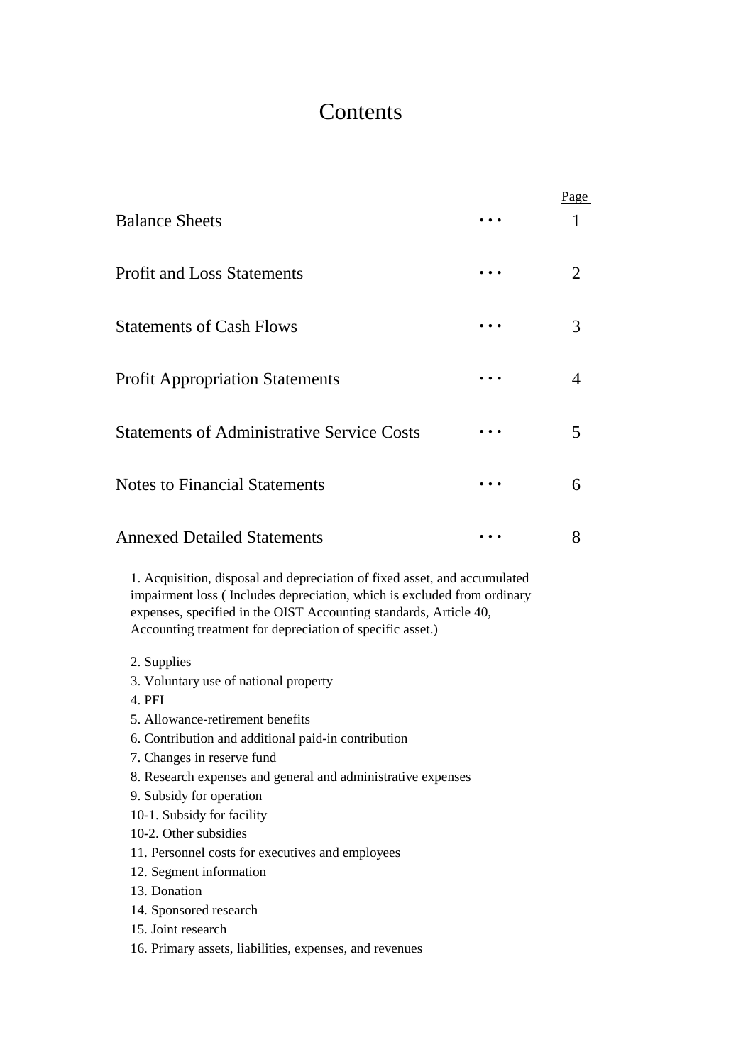# Contents

| | | Page |
|---|---|---|
| Balance Sheets | ･･･ | 1 |
| Profit and Loss Statements | ･･･ | 2 |
| Statements of Cash Flows | ･･･ | 3 |
| Profit Appropriation Statements | ･･･ | 4 |
| Statements of Administrative Service Costs | ･･･ | 5 |
| Notes to Financial Statements | ･･･ | 6 |
| Annexed Detailed Statements | ･･･ | 8 |

1. Acquisition, disposal and depreciation of fixed asset, and accumulated impairment loss ( Includes depreciation, which is excluded from ordinary expenses, specified in the OIST Accounting standards, Article 40, Accounting treatment for depreciation of specific asset.)

2. Supplies
3. Voluntary use of national property
4. PFI
5. Allowance-retirement benefits
6. Contribution and additional paid-in contribution
7. Changes in reserve fund
8. Research expenses and general and administrative expenses
9. Subsidy for operation
10-1. Subsidy for facility
10-2. Other subsidies
11. Personnel costs for executives and employees
12. Segment information
13. Donation
14. Sponsored research
15. Joint research
16. Primary assets, liabilities, expenses, and revenues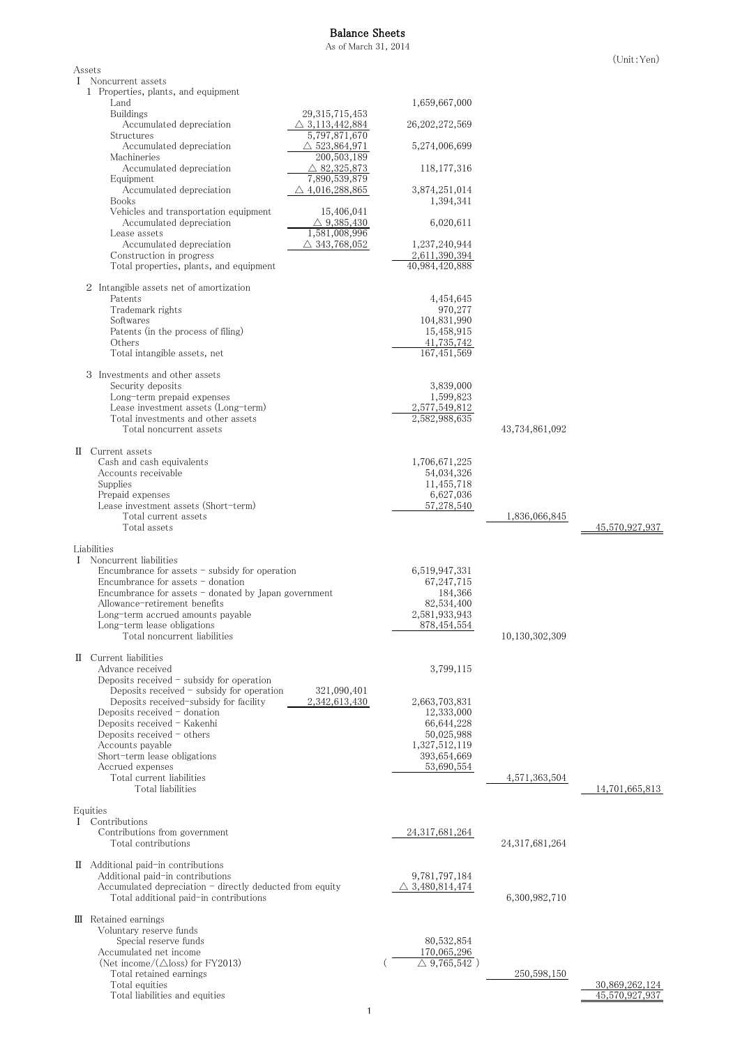# Balance Sheets

As of March 31, 2014

(Unit:Yen)

| | | | | |
|---|---|---|---|---|
| **Assets** | | | | |
| Ⅰ Noncurrent assets | | | | |
| 1 Properties, plants, and equipment | | | | |
| Land | | 1,659,667,000 | | |
| Buildings | 29,315,715,453 | | | |
| Accumulated depreciation | △ 3,113,442,884 | 26,202,272,569 | | |
| Structures | 5,797,871,670 | | | |
| Accumulated depreciation | △ 523,864,971 | 5,274,006,699 | | |
| Machineries | 200,503,189 | | | |
| Accumulated depreciation | △ 82,325,873 | 118,177,316 | | |
| Equipment | 7,890,539,879 | | | |
| Accumulated depreciation | △ 4,016,288,865 | 3,874,251,014 | | |
| Books | | 1,394,341 | | |
| Vehicles and transportation equipment | 15,406,041 | | | |
| Accumulated depreciation | △ 9,385,430 | 6,020,611 | | |
| Lease assets | 1,581,008,996 | | | |
| Accumulated depreciation | △ 343,768,052 | 1,237,240,944 | | |
| Construction in progress | | 2,611,390,394 | | |
| Total properties, plants, and equipment | | 40,984,420,888 | | |
| 2 Intangible assets net of amortization | | | | |
| Patents | | 4,454,645 | | |
| Trademark rights | | 970,277 | | |
| Softwares | | 104,831,990 | | |
| Patents (in the process of filing) | | 15,458,915 | | |
| Others | | 41,735,742 | | |
| Total intangible assets, net | | 167,451,569 | | |
| 3 Investments and other assets | | | | |
| Security deposits | | 3,839,000 | | |
| Long-term prepaid expenses | | 1,599,823 | | |
| Lease investment assets (Long-term) | | 2,577,549,812 | | |
| Total investments and other assets | | 2,582,988,635 | | |
| Total noncurrent assets | | | 43,734,861,092 | |
| Ⅱ Current assets | | | | |
| Cash and cash equivalents | | 1,706,671,225 | | |
| Accounts receivable | | 54,034,326 | | |
| Supplies | | 11,455,718 | | |
| Prepaid expenses | | 6,627,036 | | |
| Lease investment assets (Short-term) | | 57,278,540 | | |
| Total current assets | | | 1,836,066,845 | |
| Total assets | | | | 45,570,927,937 |
| **Liabilities** | | | | |
| Ⅰ Noncurrent liabilities | | | | |
| Encumbrance for assets - subsidy for operation | | 6,519,947,331 | | |
| Encumbrance for assets - donation | | 67,247,715 | | |
| Encumbrance for assets - donated by Japan government | | 184,366 | | |
| Allowance-retirement benefits | | 82,534,400 | | |
| Long-term accrued amounts payable | | 2,581,933,943 | | |
| Long-term lease obligations | | 878,454,554 | | |
| Total noncurrent liabilities | | | 10,130,302,309 | |
| Ⅱ Current liabilities | | | | |
| Advance received | | 3,799,115 | | |
| Deposits received - subsidy for operation | | | | |
| Deposits received - subsidy for operation | 321,090,401 | | | |
| Deposits received-subsidy for facility | 2,342,613,430 | 2,663,703,831 | | |
| Deposits received - donation | | 12,333,000 | | |
| Deposits received - Kakenhi | | 66,644,228 | | |
| Deposits received - others | | 50,025,988 | | |
| Accounts payable | | 1,327,512,119 | | |
| Short-term lease obligations | | 393,654,669 | | |
| Accrued expenses | | 53,690,554 | | |
| Total current liabilities | | | 4,571,363,504 | |
| Total liabilities | | | | 14,701,665,813 |
| **Equities** | | | | |
| Ⅰ Contributions | | | | |
| Contributions from government | | 24,317,681,264 | | |
| Total contributions | | | 24,317,681,264 | |
| Ⅱ Additional paid-in contributions | | | | |
| Additional paid-in contributions | | 9,781,797,184 | | |
| Accumulated depreciation - directly deducted from equity | | △ 3,480,814,474 | | |
| Total additional paid-in contributions | | | 6,300,982,710 | |
| Ⅲ Retained earnings | | | | |
| Voluntary reserve funds | | | | |
| Special reserve funds | | 80,532,854 | | |
| Accumulated net income | | 170,065,296 | | |
| (Net income/(△loss) for FY2013) | | ( △ 9,765,542 ) | | |
| Total retained earnings | | | 250,598,150 | |
| Total equities | | | | 30,869,262,124 |
| Total liabilities and equities | | | | 45,570,927,937 |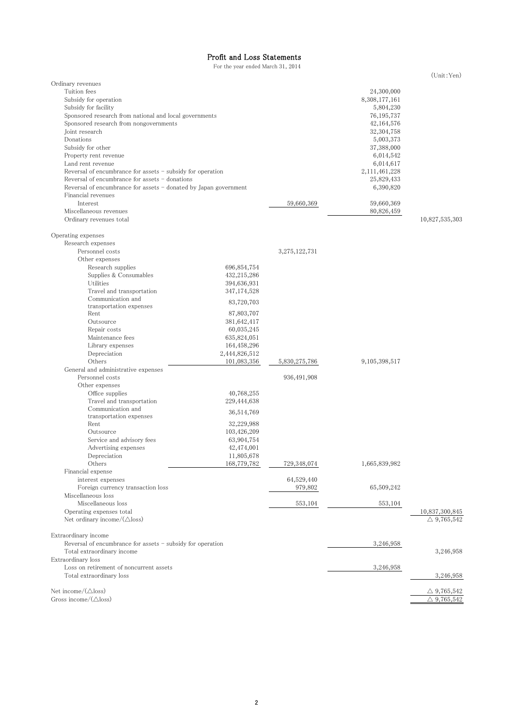# Profit and Loss Statements

For the year ended March 31, 2014

(Unit:Yen)

| | | | | |
|---|---|---|---|---|
| **Ordinary revenues** | | | | |
| Tuition fees | | | 24,300,000 | |
| Subsidy for operation | | | 8,308,177,161 | |
| Subsidy for facility | | | 5,804,230 | |
| Sponsored research from national and local governments | | | 76,195,737 | |
| Sponsored research from nongovernments | | | 42,164,576 | |
| Joint research | | | 32,304,758 | |
| Donations | | | 5,003,373 | |
| Subsidy for other | | | 37,388,000 | |
| Property rent revenue | | | 6,014,542 | |
| Land rent revenue | | | 6,014,617 | |
| Reversal of encumbrance for assets - subsidy for operation | | | 2,111,461,228 | |
| Reversal of encumbrance for assets - donations | | | 25,829,433 | |
| Reversal of encumbrance for assets - donated by Japan government | | | 6,390,820 | |
| Financial revenues | | | | |
| Interest | | 59,660,369 | 59,660,369 | |
| Miscellaneous revenues | | | 80,826,459 | |
| Ordinary revenues total | | | | 10,827,535,303 |
| **Operating expenses** | | | | |
| Research expenses | | | | |
| Personnel costs | | 3,275,122,731 | | |
| Other expenses | | | | |
| Research supplies | 696,854,754 | | | |
| Supplies & Consumables | 432,215,286 | | | |
| Utilities | 394,636,931 | | | |
| Travel and transportation | 347,174,528 | | | |
| Communication and transportation expenses | 83,720,703 | | | |
| Rent | 87,803,707 | | | |
| Outsource | 381,642,417 | | | |
| Repair costs | 60,035,245 | | | |
| Maintenance fees | 635,824,051 | | | |
| Library expenses | 164,458,296 | | | |
| Depreciation | 2,444,826,512 | | | |
| Others | 101,083,356 | 5,830,275,786 | 9,105,398,517 | |
| General and administrative expenses | | | | |
| Personnel costs | | 936,491,908 | | |
| Other expenses | | | | |
| Office supplies | 40,768,255 | | | |
| Travel and transportation | 229,444,638 | | | |
| Communication and transportation expenses | 36,514,769 | | | |
| Rent | 32,229,988 | | | |
| Outsource | 103,426,209 | | | |
| Service and advisory fees | 63,904,754 | | | |
| Advertising expenses | 42,474,001 | | | |
| Depreciation | 11,805,678 | | | |
| Others | 168,779,782 | 729,348,074 | 1,665,839,982 | |
| Financial expense | | | | |
| interest expenses | | 64,529,440 | | |
| Foreign currency transaction loss | | 979,802 | 65,509,242 | |
| Miscellaneous loss | | | | |
| Miscellaneous loss | | 553,104 | 553,104 | |
| Operating expenses total | | | | 10,837,300,845 |
| Net ordinary income/(△loss) | | | | △ 9,765,542 |
| **Extraordinary income** | | | | |
| Reversal of encumbrance for assets - subsidy for operation | | | 3,246,958 | |
| Total extraordinary income | | | | 3,246,958 |
| **Extraordinary loss** | | | | |
| Loss on retirement of noncurrent assets | | | 3,246,958 | |
| Total extraordinary loss | | | | 3,246,958 |
| Net income/(△loss) | | | | △ 9,765,542 |
| Gross income/(△loss) | | | | △ 9,765,542 |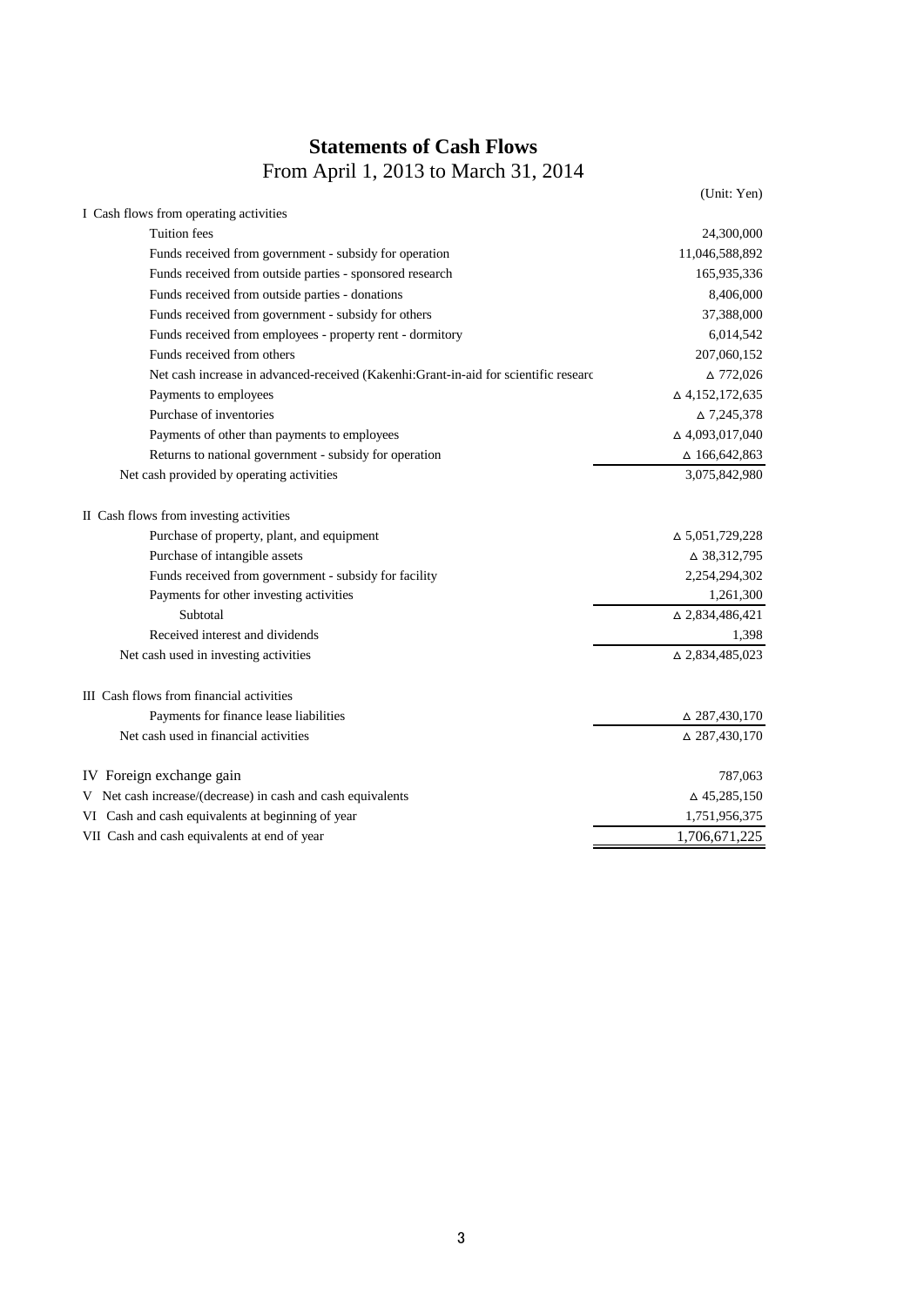# Statements of Cash Flows

## From April 1, 2013 to March 31, 2014

(Unit: Yen)

| | |
|---|---|
| I Cash flows from operating activities | |
| Tuition fees | 24,300,000 |
| Funds received from government - subsidy for operation | 11,046,588,892 |
| Funds received from outside parties - sponsored research | 165,935,336 |
| Funds received from outside parties - donations | 8,406,000 |
| Funds received from government - subsidy for others | 37,388,000 |
| Funds received from employees - property rent - dormitory | 6,014,542 |
| Funds received from others | 207,060,152 |
| Net cash increase in advanced-received (Kakenhi:Grant-in-aid for scientific researc | △ 772,026 |
| Payments to employees | △ 4,152,172,635 |
| Purchase of inventories | △ 7,245,378 |
| Payments of other than payments to employees | △ 4,093,017,040 |
| Returns to national government - subsidy for operation | △ 166,642,863 |
| Net cash provided by operating activities | 3,075,842,980 |
| | |
| II Cash flows from investing activities | |
| Purchase of property, plant, and equipment | △ 5,051,729,228 |
| Purchase of intangible assets | △ 38,312,795 |
| Funds received from government - subsidy for facility | 2,254,294,302 |
| Payments for other investing activities | 1,261,300 |
| Subtotal | △ 2,834,486,421 |
| Received interest and dividends | 1,398 |
| Net cash used in investing activities | △ 2,834,485,023 |
| | |
| III Cash flows from financial activities | |
| Payments for finance lease liabilities | △ 287,430,170 |
| Net cash used in financial activities | △ 287,430,170 |
| | |
| IV Foreign exchange gain | 787,063 |
| V Net cash increase/(decrease) in cash and cash equivalents | △ 45,285,150 |
| VI Cash and cash equivalents at beginning of year | 1,751,956,375 |
| VII Cash and cash equivalents at end of year | 1,706,671,225 |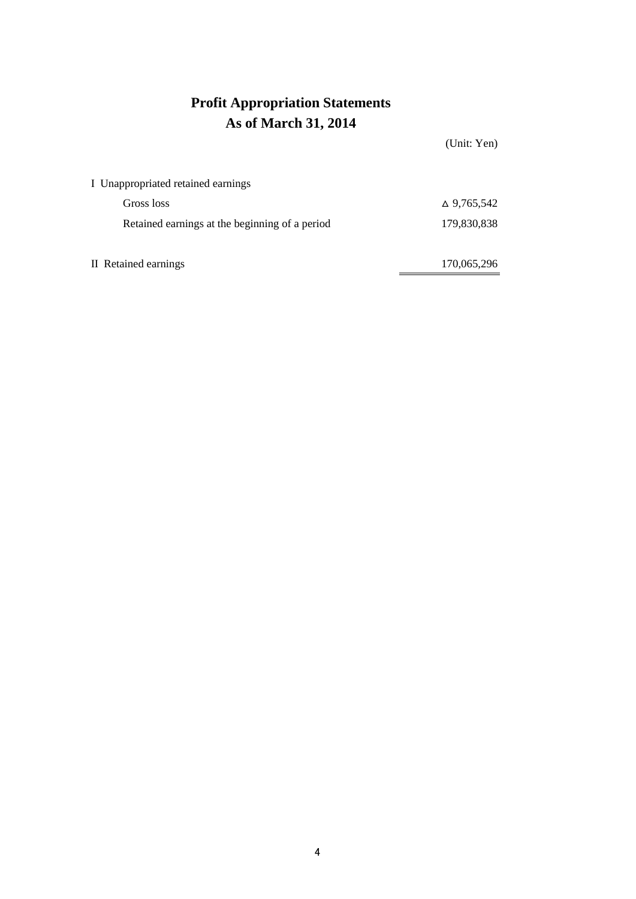# Profit Appropriation Statements
# As of March 31, 2014

(Unit: Yen)

| | |
|---|---|
| I Unappropriated retained earnings | |
| Gross loss | △ 9,765,542 |
| Retained earnings at the beginning of a period | 179,830,838 |
| II Retained earnings | 170,065,296 |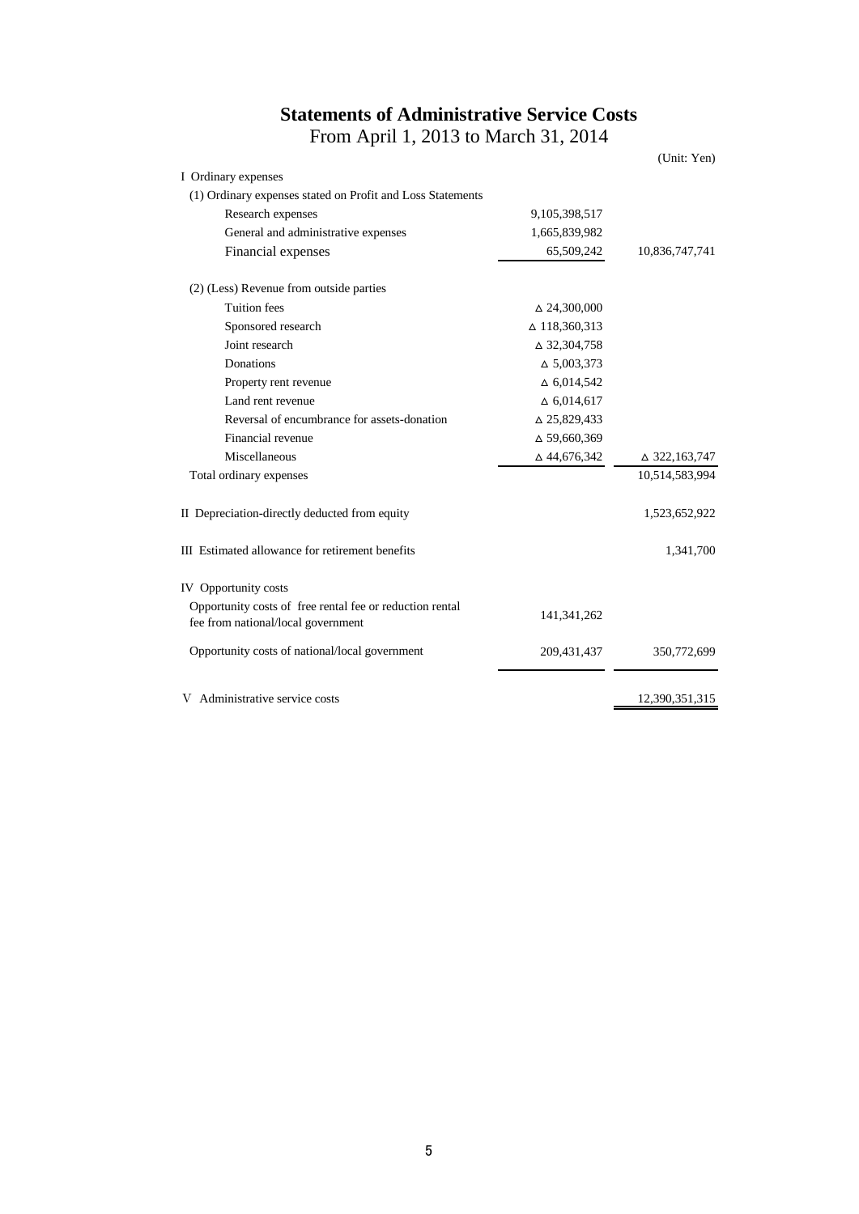# Statements of Administrative Service Costs

From April 1, 2013 to March 31, 2014

(Unit: Yen)

| | | |
|---|---|---|
| I Ordinary expenses | | |
| (1) Ordinary expenses stated on Profit and Loss Statements | | |
| Research expenses | 9,105,398,517 | |
| General and administrative expenses | 1,665,839,982 | |
| Financial expenses | 65,509,242 | 10,836,747,741 |
| (2) (Less) Revenue from outside parties | | |
| Tuition fees | △ 24,300,000 | |
| Sponsored research | △ 118,360,313 | |
| Joint research | △ 32,304,758 | |
| Donations | △ 5,003,373 | |
| Property rent revenue | △ 6,014,542 | |
| Land rent revenue | △ 6,014,617 | |
| Reversal of encumbrance for assets-donation | △ 25,829,433 | |
| Financial revenue | △ 59,660,369 | |
| Miscellaneous | △ 44,676,342 | △ 322,163,747 |
| Total ordinary expenses | | 10,514,583,994 |
| II Depreciation-directly deducted from equity | | 1,523,652,922 |
| III Estimated allowance for retirement benefits | | 1,341,700 |
| IV Opportunity costs | | |
| Opportunity costs of free rental fee or reduction rental fee from national/local government | 141,341,262 | |
| Opportunity costs of national/local government | 209,431,437 | 350,772,699 |
| V Administrative service costs | | 12,390,351,315 |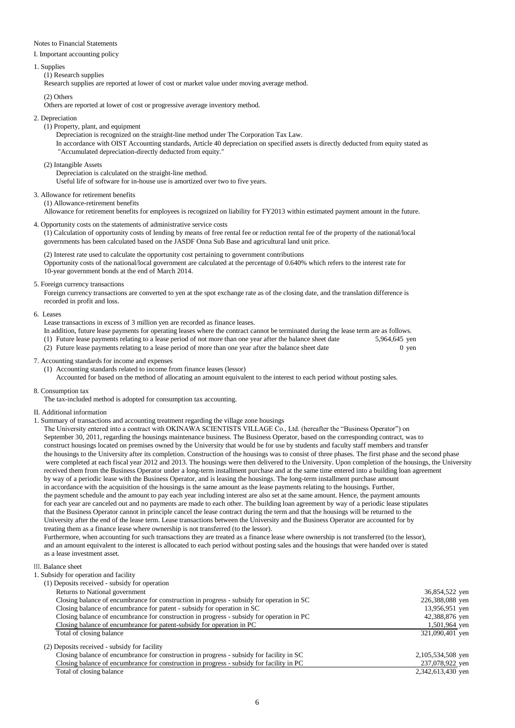Notes to Financial Statements

I. Important accounting policy

1. Supplies

(1) Research supplies

Research supplies are reported at lower of cost or market value under moving average method.

(2) Others

Others are reported at lower of cost or progressive average inventory method.

2. Depreciation

(1) Property, plant, and equipment

Depreciation is recognized on the straight-line method under The Corporation Tax Law.
In accordance with OIST Accounting standards, Article 40 depreciation on specified assets is directly deducted from equity stated as "Accumulated depreciation-directly deducted from equity."

(2) Intangible Assets

Depreciation is calculated on the straight-line method.
Useful life of software for in-house use is amortized over two to five years.

3. Allowance for retirement benefits

(1) Allowance-retirement benefits

Allowance for retirement benefits for employees is recognized on liability for FY2013 within estimated payment amount in the future.

4. Opportunity costs on the statements of administrative service costs

(1) Calculation of opportunity costs of lending by means of free rental fee or reduction rental fee of the property of the national/local governments has been calculated based on the JASDF Onna Sub Base and agricultural land unit price.

(2) Interest rate used to calculate the opportunity cost pertaining to government contributions
Opportunity costs of the national/local government are calculated at the percentage of 0.640% which refers to the interest rate for 10-year government bonds at the end of March 2014.

5. Foreign currency transactions

Foreign currency transactions are converted to yen at the spot exchange rate as of the closing date, and the translation difference is recorded in profit and loss.

6. Leases

Lease transactions in excess of 3 million yen are recorded as finance leases.
In addition, future lease payments for operating leases where the contract cannot be terminated during the lease term are as follows.

| | |
|---|---|
| (1) Future lease payments relating to a lease period of not more than one year after the balance sheet date | 5,964,645 yen |
| (2) Future lease payments relating to a lease period of more than one year after the balance sheet date | 0 yen |

7. Accounting standards for income and expenses

(1) Accounting standards related to income from finance leases (lessor)
Accounted for based on the method of allocating an amount equivalent to the interest to each period without posting sales.

8. Consumption tax

The tax-included method is adopted for consumption tax accounting.

II. Additional information

1. Summary of transactions and accounting treatment regarding the village zone housings

The University entered into a contract with OKINAWA SCIENTISTS VILLAGE Co., Ltd. (hereafter the "Business Operator") on September 30, 2011, regarding the housings maintenance business. The Business Operator, based on the corresponding contract, was to construct housings located on premises owned by the University that would be for use by students and faculty staff members and transfer the housings to the University after its completion. Construction of the housings was to consist of three phases. The first phase and the second phase were completed at each fiscal year 2012 and 2013. The housings were then delivered to the University. Upon completion of the housings, the University received them from the Business Operator under a long-term installment purchase and at the same time entered into a building loan agreement by way of a periodic lease with the Business Operator, and is leasing the housings. The long-term installment purchase amount in accordance with the acquisition of the housings is the same amount as the lease payments relating to the housings. Further, the payment schedule and the amount to pay each year including interest are also set at the same amount. Hence, the payment amounts for each year are canceled out and no payments are made to each other. The building loan agreement by way of a periodic lease stipulates that the Business Operator cannot in principle cancel the lease contract during the term and that the housings will be returned to the University after the end of the lease term. Lease transactions between the University and the Business Operator are accounted for by treating them as a finance lease where ownership is not transferred (to the lessor).
Furthermore, when accounting for such transactions they are treated as a finance lease where ownership is not transferred (to the lessor), and an amount equivalent to the interest is allocated to each period without posting sales and the housings that were handed over is stated as a lease investment asset.

III. Balance sheet

1. Subsidy for operation and facility

(1) Deposits received - subsidy for operation

| | |
|---|---|
| Returns to National government | 36,854,522 yen |
| Closing balance of encumbrance for construction in progress - subsidy for operation in SC | 226,388,088 yen |
| Closing balance of encumbrance for patent - subsidy for operation in SC | 13,956,951 yen |
| Closing balance of encumbrance for construction in progress - subsidy for operation in PC | 42,388,876 yen |
| Closing balance of encumbrance for patent-subsidy for operation in PC | 1,501,964 yen |
| Total of closing balance | 321,090,401 yen |

(2) Deposits received - subsidy for facility

| | |
|---|---|
| Closing balance of encumbrance for construction in progress - subsidy for facility in SC | 2,105,534,508 yen |
| Closing balance of encumbrance for construction in progress - subsidy for facility in PC | 237,078,922 yen |
| Total of closing balance | 2,342,613,430 yen |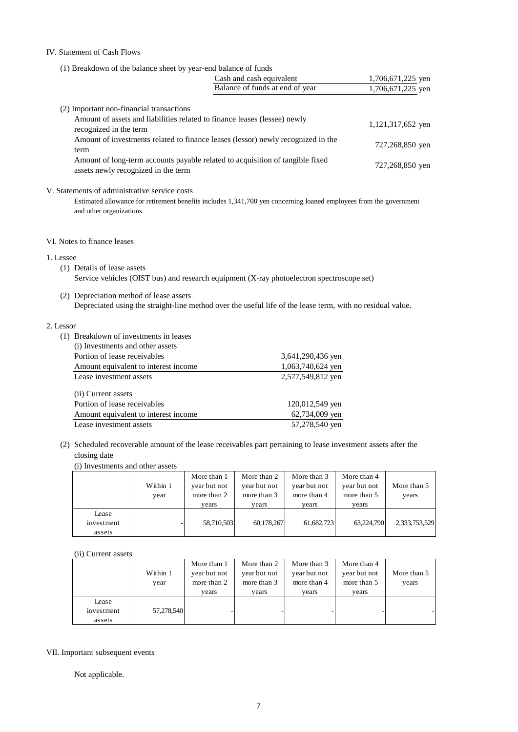## IV. Statement of Cash Flows

(1) Breakdown of the balance sheet by year-end balance of funds

| | |
|---|---|
| Cash and cash equivalent | 1,706,671,225 yen |
| Balance of funds at end of year | 1,706,671,225 yen |

(2) Important non-financial transactions

| | |
|---|---|
| Amount of assets and liabilities related to finance leases (lessee) newly recognized in the term | 1,121,317,652 yen |
| Amount of investments related to finance leases (lessor) newly recognized in the term | 727,268,850 yen |
| Amount of long-term accounts payable related to acquisition of tangible fixed assets newly recognized in the term | 727,268,850 yen |

## V. Statements of administrative service costs

Estimated allowance for retirement benefits includes 1,341,700 yen concerning loaned employees from the government and other organizations.

## VI. Notes to finance leases

1. Lessee

(1) Details of lease assets
Service vehicles (OIST bus) and research equipment (X-ray photoelectron spectroscope set)

(2) Depreciation method of lease assets
Depreciated using the straight-line method over the useful life of the lease term, with no residual value.

2. Lessor

(1) Breakdown of investments in leases

(i) Investments and other assets

| | |
|---|---|
| Portion of lease receivables | 3,641,290,436 yen |
| Amount equivalent to interest income | 1,063,740,624 yen |
| Lease investment assets | 2,577,549,812 yen |

(ii) Current assets

| | |
|---|---|
| Portion of lease receivables | 120,012,549 yen |
| Amount equivalent to interest income | 62,734,009 yen |
| Lease investment assets | 57,278,540 yen |

(2) Scheduled recoverable amount of the lease receivables part pertaining to lease investment assets after the closing date

(i) Investments and other assets

| | Within 1 year | More than 1 year but not more than 2 years | More than 2 year but not more than 3 years | More than 3 year but not more than 4 years | More than 4 year but not more than 5 years | More than 5 years |
|---|---|---|---|---|---|---|
| Lease investment assets | - | 58,710,503 | 60,178,267 | 61,682,723 | 63,224,790 | 2,333,753,529 |

(ii) Current assets

| | Within 1 year | More than 1 year but not more than 2 years | More than 2 year but not more than 3 years | More than 3 year but not more than 4 years | More than 4 year but not more than 5 years | More than 5 years |
|---|---|---|---|---|---|---|
| Lease investment assets | 57,278,540 | - | - | - | - | - |

## VII. Important subsequent events

Not applicable.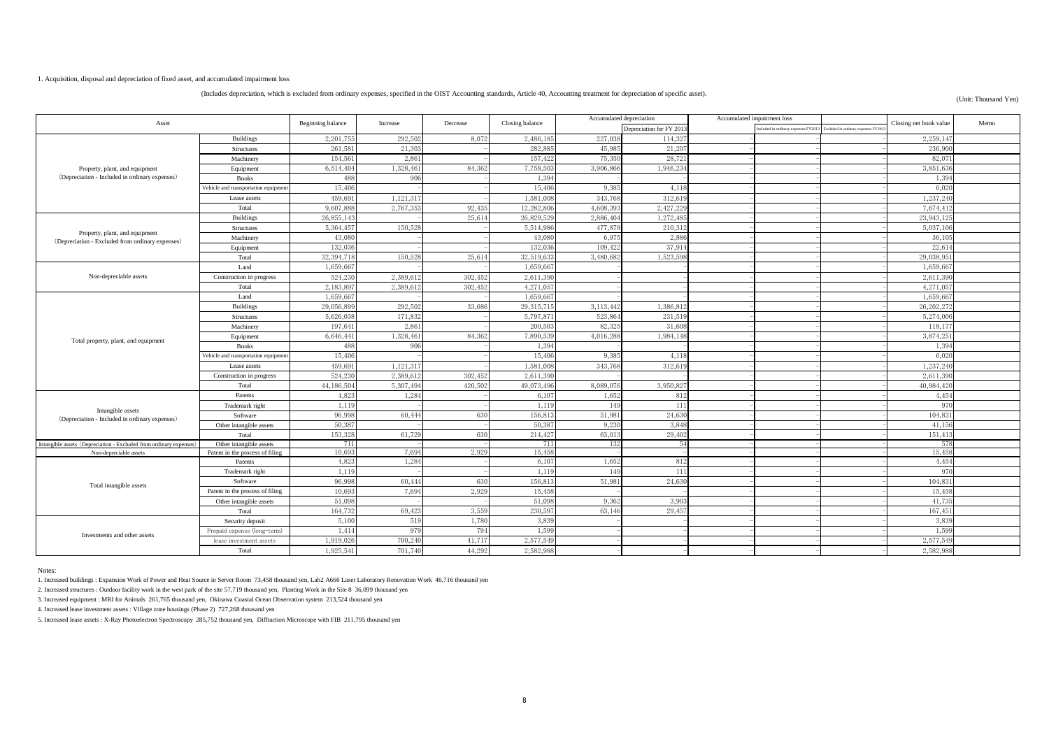1. Acquisition, disposal and depreciation of fixed asset, and accumulated impairment loss

(Includes depreciation, which is excluded from ordinary expenses, specified in the OIST Accounting standards, Article 40, Accounting treatment for depreciation of specific asset).

(Unit: Thousand Yen)

| Asset | | Beginning balance | Increase | Decrease | Closing balance | Accumulated depreciation | | Accumulated impairment loss | | | Closing net book value | Memo |
|---|---|---|---|---|---|---|---|---|---|---|---|---|
| | | | | | | | Depreciation for FY 2013 | | Included in ordinary expenses FY2013 | Excluded in ordinary expenses FY2013 | | |
| Property, plant, and equipment (Depreciation - Included in ordinary expenses) | Buildings | 2,201,755 | 292,502 | 8,072 | 2,486,185 | 227,038 | 114,327 | - | - | - | 2,259,147 | |
| | Structures | 261,581 | 21,303 | - | 282,885 | 45,985 | 21,207 | - | - | - | 236,900 | |
| | Machinery | 154,561 | 2,861 | - | 157,422 | 75,350 | 28,721 | - | - | - | 82,071 | |
| | Equipment | 6,514,404 | 1,328,461 | 84,362 | 7,758,503 | 3,906,866 | 1,946,234 | - | - | - | 3,851,636 | |
| | Books | 488 | 906 | - | 1,394 | - | - | - | - | - | 1,394 | |
| | Vehicle and transportation equipment | 15,406 | - | - | 15,406 | 9,385 | 4,118 | - | - | - | 6,020 | |
| | Lease assets | 459,691 | 1,121,317 | - | 1,581,008 | 343,768 | 312,619 | - | - | - | 1,237,240 | |
| | Total | 9,607,888 | 2,767,353 | 92,435 | 12,282,806 | 4,608,393 | 2,427,229 | - | - | - | 7,674,412 | |
| Property, plant and equipment (Depreciation - Excluded from ordinary expenses) | Buildings | 26,855,143 | - | 25,614 | 26,829,529 | 2,886,404 | 1,272,485 | - | - | - | 23,943,125 | |
| | Structures | 5,364,457 | 150,528 | - | 5,514,986 | 477,879 | 210,312 | - | - | - | 5,037,106 | |
| | Machinery | 43,080 | - | - | 43,080 | 6,975 | 2,886 | - | - | - | 36,105 | |
| | Equipment | 132,036 | - | - | 132,036 | 109,422 | 37,914 | - | - | - | 22,614 | |
| | Total | 32,394,718 | 150,528 | 25,614 | 32,519,633 | 3,480,682 | 1,523,598 | - | - | - | 29,038,951 | |
| Non-depreciable assets | Land | 1,659,667 | - | - | 1,659,667 | - | - | - | - | - | 1,659,667 | |
| | Construction in progress | 524,230 | 2,389,612 | 302,452 | 2,611,390 | - | - | - | - | - | 2,611,390 | |
| | Total | 2,183,897 | 2,389,612 | 302,452 | 4,271,057 | - | - | - | - | - | 4,271,057 | |
| Total property, plant, and equipment | Land | 1,659,667 | - | - | 1,659,667 | - | - | - | - | - | 1,659,667 | |
| | Buildings | 29,056,899 | 292,502 | 33,686 | 29,315,715 | 3,113,442 | 1,386,812 | - | - | - | 26,202,272 | |
| | Structures | 5,626,038 | 171,832 | - | 5,797,871 | 523,864 | 231,519 | - | - | - | 5,274,006 | |
| | Machinery | 197,641 | 2,861 | - | 200,503 | 82,325 | 31,608 | - | - | - | 118,177 | |
| | Equipment | 6,646,441 | 1,328,461 | 84,362 | 7,890,539 | 4,016,288 | 1,984,148 | - | - | - | 3,874,251 | |
| | Books | 488 | 906 | - | 1,394 | - | - | - | - | - | 1,394 | |
| | Vehicle and transportation equipment | 15,406 | - | - | 15,406 | 9,385 | 4,118 | - | - | - | 6,020 | |
| | Lease assets | 459,691 | 1,121,317 | - | 1,581,008 | 343,768 | 312,619 | - | - | - | 1,237,240 | |
| | Construction in progress | 524,230 | 2,389,612 | 302,452 | 2,611,390 | - | - | - | - | - | 2,611,390 | |
| | Total | 44,186,504 | 5,307,494 | 420,502 | 49,073,496 | 8,089,076 | 3,950,827 | - | - | - | 40,984,420 | |
| Intangible assets (Depreciation - Included in ordinary expenses) | Patents | 4,823 | 1,284 | - | 6,107 | 1,652 | 812 | - | - | - | 4,454 | |
| | Trademark right | 1,119 | - | - | 1,119 | 149 | 111 | - | - | - | 970 | |
| | Software | 96,998 | 60,444 | 630 | 156,813 | 51,981 | 24,630 | - | - | - | 104,831 | |
| | Other intangible assets | 50,387 | - | - | 50,387 | 9,230 | 3,848 | - | - | - | 41,156 | |
| | Total | 153,328 | 61,729 | 630 | 214,427 | 63,013 | 29,402 | - | - | - | 151,413 | |
| Intangible assets (Depreciation - Excluded from ordinary expenses) | Other intangible assets | 711 | - | - | 711 | 132 | 54 | - | - | - | 578 | |
| Non-depreciable assets | Patent in the process of filing | 10,693 | 7,694 | 2,929 | 15,458 | - | - | - | - | - | 15,458 | |
| Total intangible assets | Patents | 4,823 | 1,284 | - | 6,107 | 1,652 | 812 | - | - | - | 4,454 | |
| | Trademark right | 1,119 | - | - | 1,119 | 149 | 111 | - | - | - | 970 | |
| | Software | 96,998 | 60,444 | 630 | 156,813 | 51,981 | 24,630 | - | - | - | 104,831 | |
| | Patent in the process of filing | 10,693 | 7,694 | 2,929 | 15,458 | - | - | - | - | - | 15,458 | |
| | Other intangible assets | 51,098 | - | - | 51,098 | 9,362 | 3,903 | - | - | - | 41,735 | |
| | Total | 164,732 | 69,423 | 3,559 | 230,597 | 63,146 | 29,457 | - | - | - | 167,451 | |
| Investments and other assets | Security deposit | 5,100 | 519 | 1,780 | 3,839 | - | - | - | - | - | 3,839 | |
| | Prepaid expense (long-term) | 1,414 | 979 | 794 | 1,599 | - | - | - | - | - | 1,599 | |
| | lease investment assets | 1,919,026 | 700,240 | 41,717 | 2,577,549 | - | - | - | - | - | 2,577,549 | |
| | Total | 1,925,541 | 701,740 | 44,292 | 2,582,988 | - | - | - | - | - | 2,582,988 | |

Notes:

1. Increased buildings : Expansion Work of Power and Heat Source in Server Room 73,458 thousand yen, Lab2 A666 Laser Laboratory Renovation Work 46,716 thousand yen
2. Increased structures : Outdoor facility work in the west park of the site 57,719 thousand yen, Planting Work in the Site 8 36,099 thousand yen
3. Increased equipment : MRI for Animals 261,765 thousand yen, Okinawa Coastal Ocean Observation system 213,524 thousand yen
4. Increased lease investment assets : Village zone housings (Phase 2) 727,268 thousand yen
5. Increased lease assets : X-Ray Photoelectron Spectroscopy 285,752 thousand yen, Diffraction Microscope with FIB 211,795 thousand yen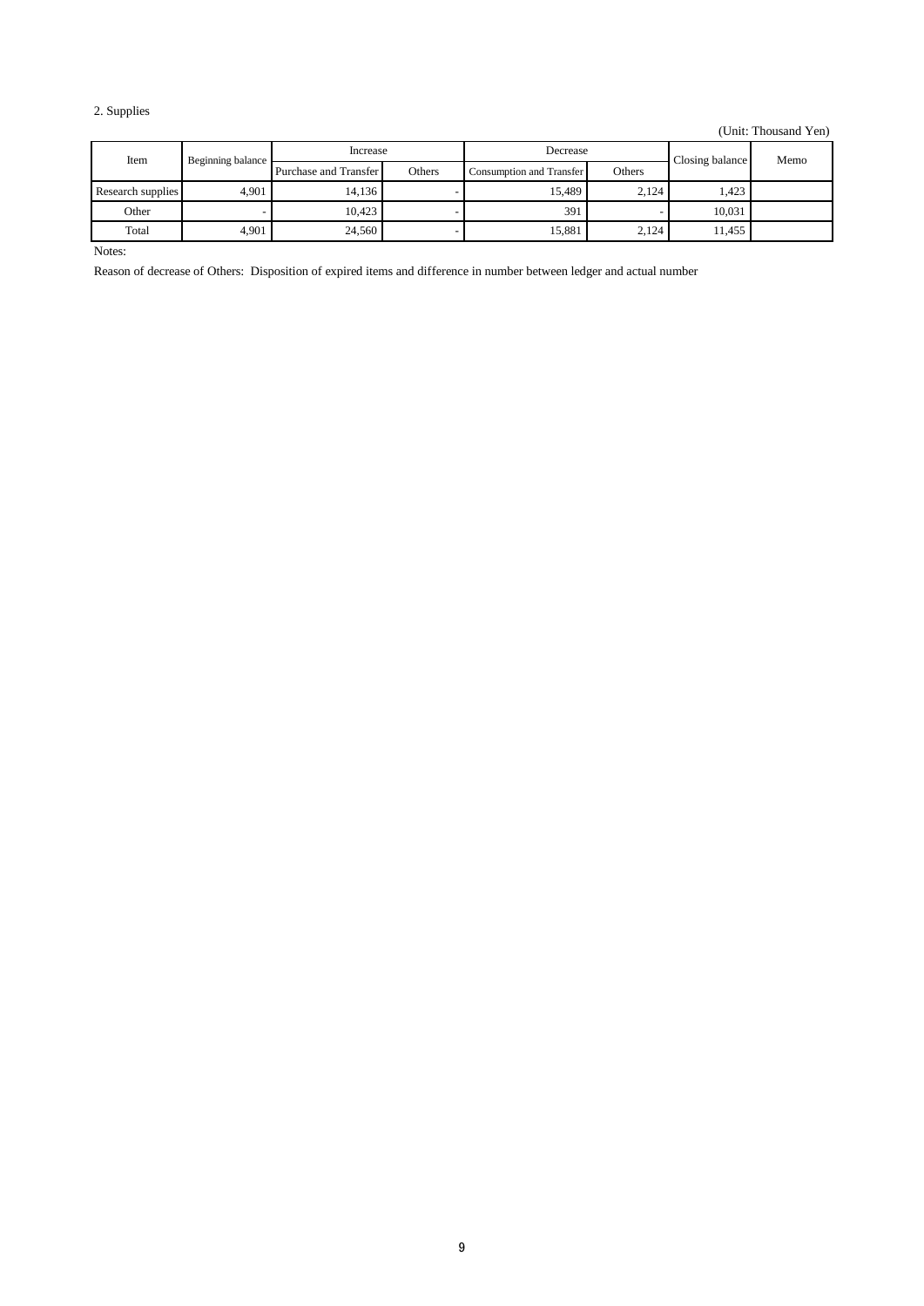2. Supplies

(Unit: Thousand Yen)

| Item | Beginning balance | Increase | | Decrease | | Closing balance | Memo |
|---|---|---|---|---|---|---|---|
| | | Purchase and Transfer | Others | Consumption and Transfer | Others | | |
| Research supplies | 4,901 | 14,136 | - | 15,489 | 2,124 | 1,423 | |
| Other | - | 10,423 | - | 391 | - | 10,031 | |
| Total | 4,901 | 24,560 | - | 15,881 | 2,124 | 11,455 | |

Notes:

Reason of decrease of Others: Disposition of expired items and difference in number between ledger and actual number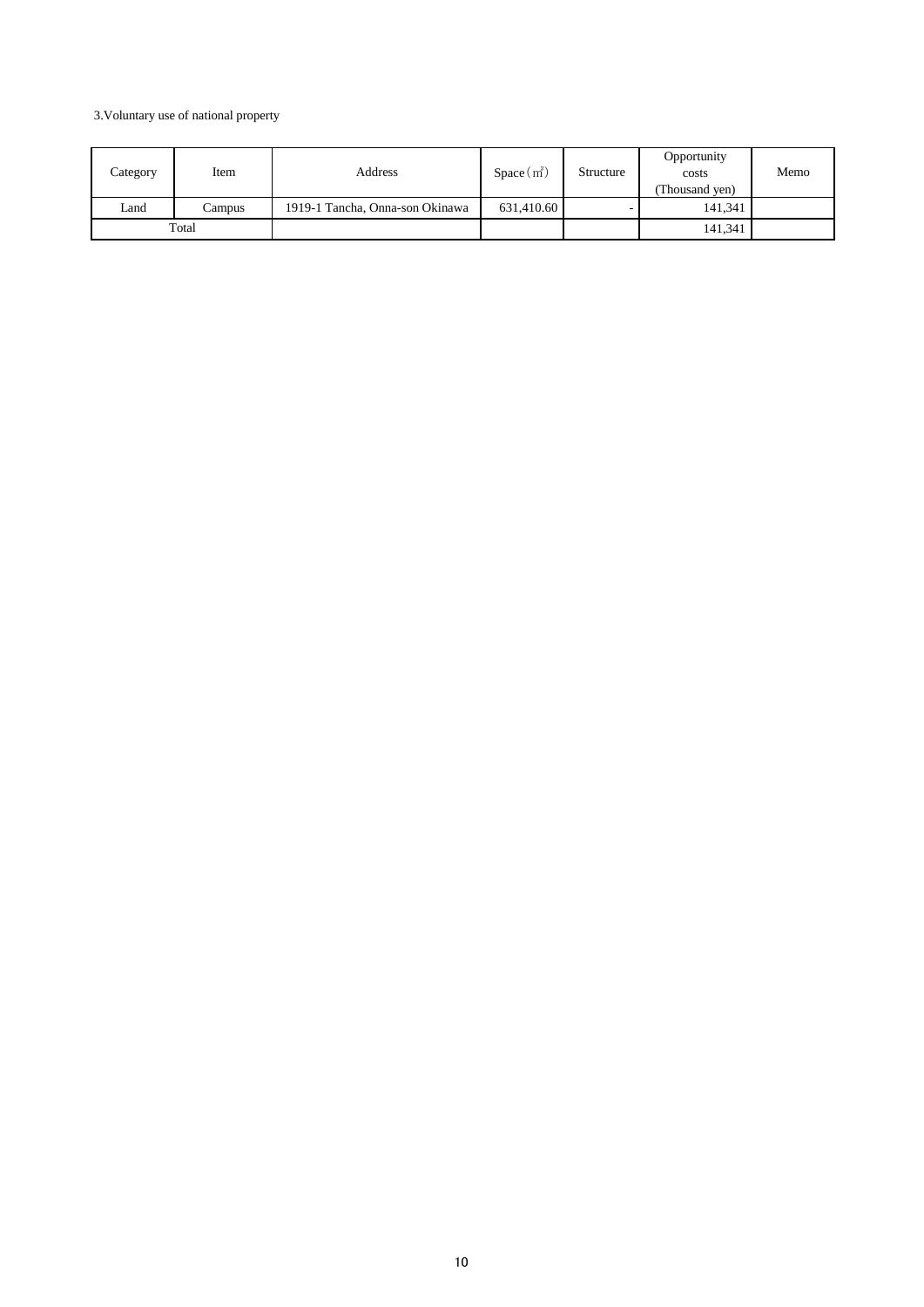3.Voluntary use of national property

| Category | Item | Address | Space（㎡） | Structure | Opportunity costs (Thousand yen) | Memo |
|---|---|---|---|---|---|---|
| Land | Campus | 1919-1 Tancha, Onna-son Okinawa | 631,410.60 | - | 141,341 | |
| Total | | | | | 141,341 | |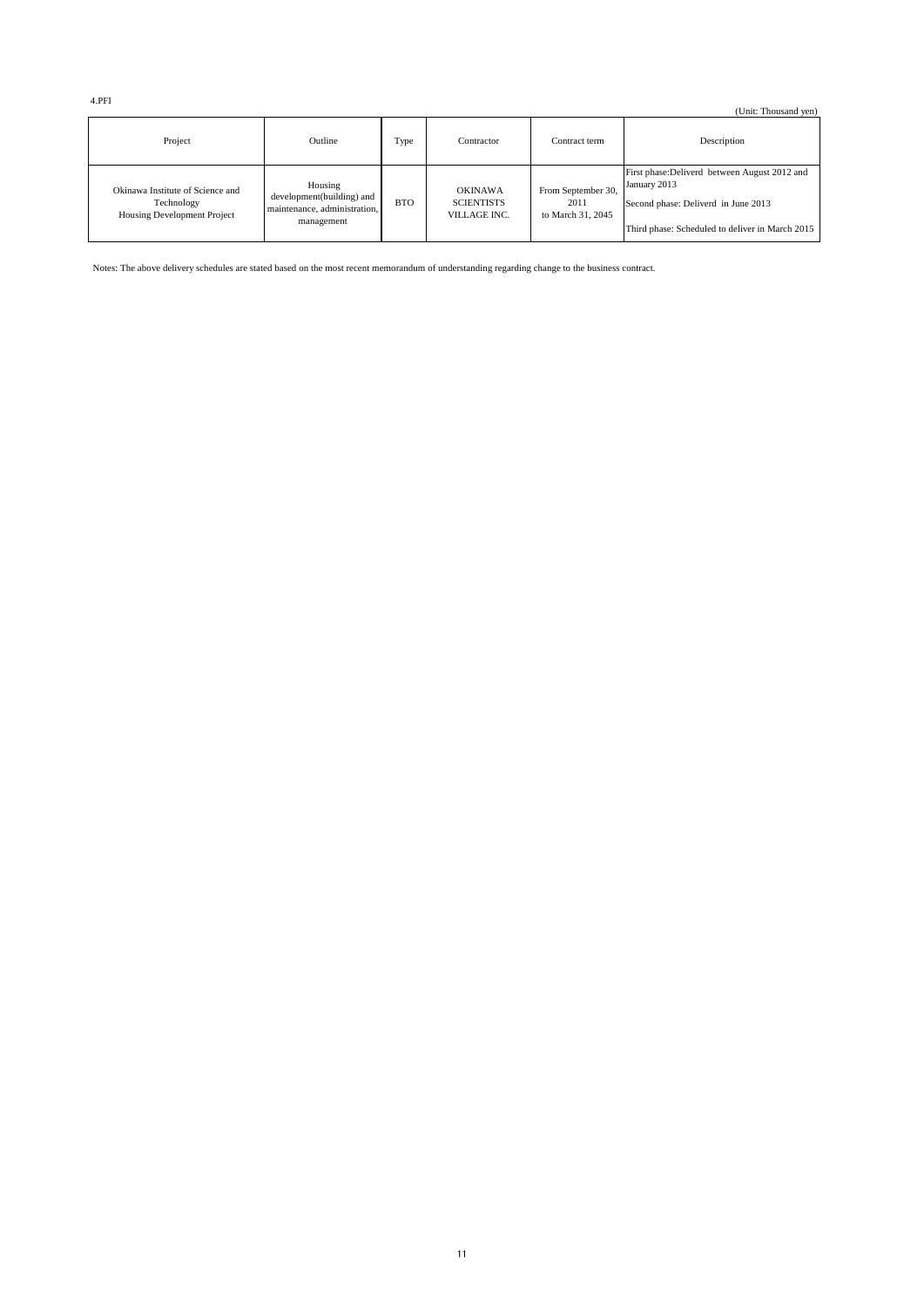4.PFI

(Unit: Thousand yen)

| Project | Outline | Type | Contractor | Contract term | Description |
|---|---|---|---|---|---|
| Okinawa Institute of Science and Technology Housing Development Project | Housing development(building) and maintenance, administration, management | BTO | OKINAWA SCIENTISTS VILLAGE INC. | From September 30, 2011 to March 31, 2045 | First phase:Deliverd between August 2012 and January 2013<br>Second phase: Deliverd in June 2013<br>Third phase: Scheduled to deliver in March 2015 |

Notes: The above delivery schedules are stated based on the most recent memorandum of understanding regarding change to the business contract.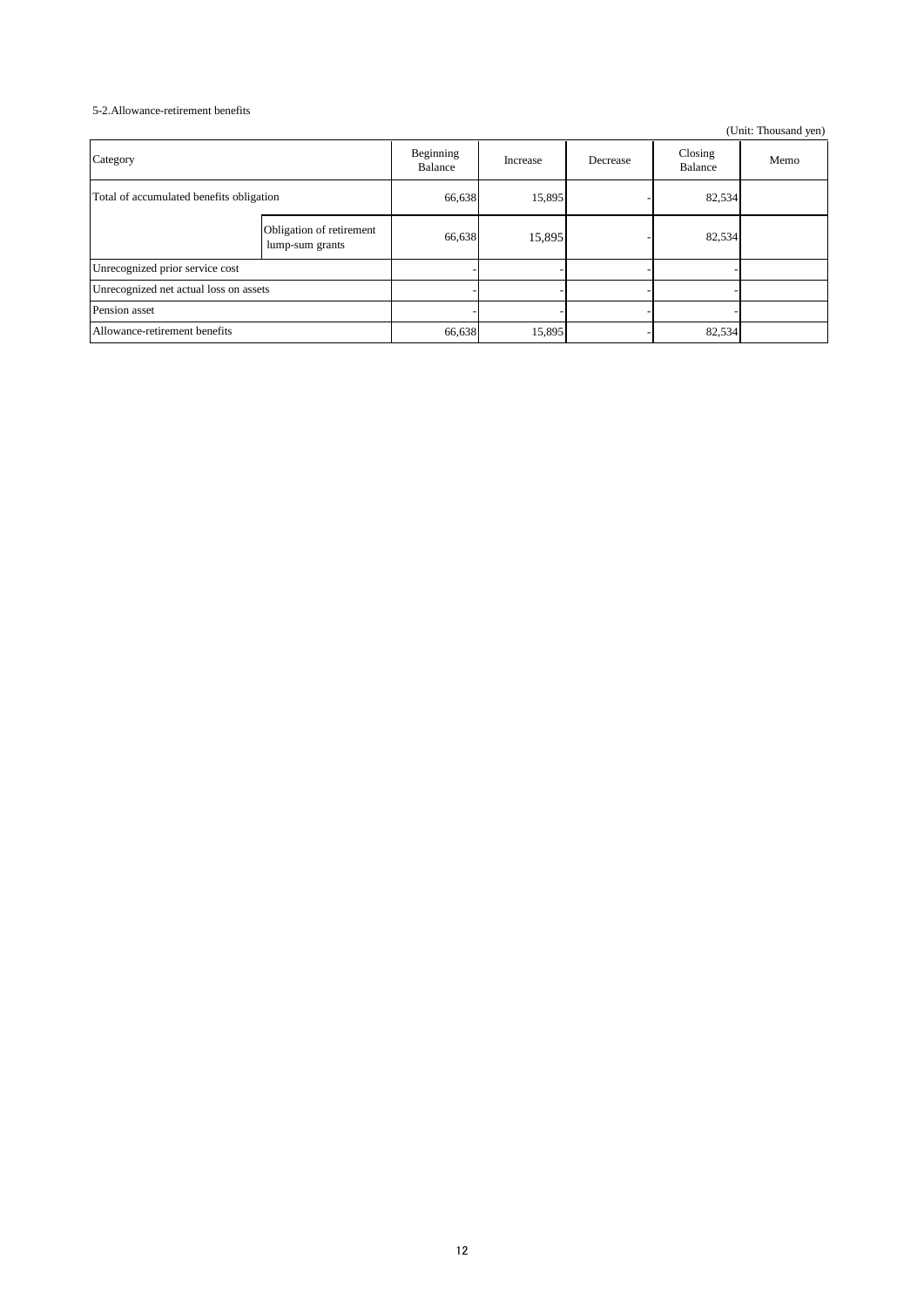5-2.Allowance-retirement benefits

(Unit: Thousand yen)

| Category | | Beginning Balance | Increase | Decrease | Closing Balance | Memo |
|---|---|---|---|---|---|---|
| Total of accumulated benefits obligation | | 66,638 | 15,895 | - | 82,534 | |
| | Obligation of retirement lump-sum grants | 66,638 | 15,895 | - | 82,534 | |
| Unrecognized prior service cost | | - | - | - | - | |
| Unrecognized net actual loss on assets | | - | - | - | - | |
| Pension asset | | - | - | - | - | |
| Allowance-retirement benefits | | 66,638 | 15,895 | - | 82,534 | |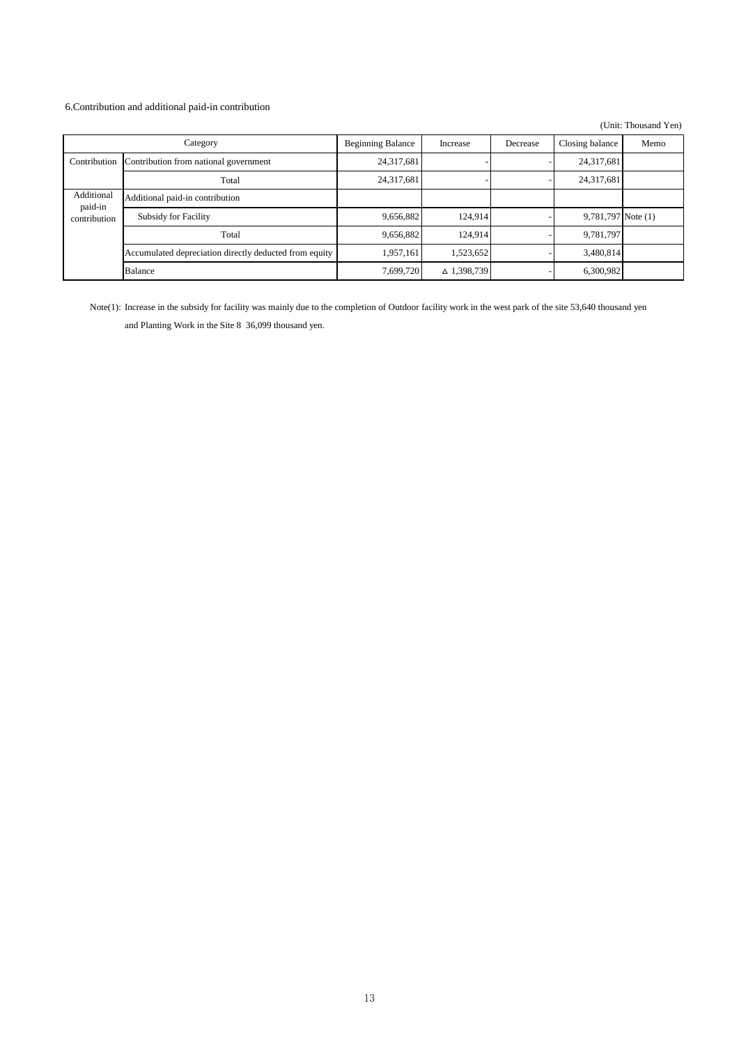6.Contribution and additional paid-in contribution

(Unit: Thousand Yen)

| Category | | Beginning Balance | Increase | Decrease | Closing balance | Memo |
|---|---|---|---|---|---|---|
| Contribution | Contribution from national government | 24,317,681 | - | - | 24,317,681 | |
| | Total | 24,317,681 | - | - | 24,317,681 | |
| Additional paid-in contribution | Additional paid-in contribution | | | | | |
| | Subsidy for Facility | 9,656,882 | 124,914 | - | 9,781,797 | Note (1) |
| | Total | 9,656,882 | 124,914 | - | 9,781,797 | |
| | Accumulated depreciation directly deducted from equity | 1,957,161 | 1,523,652 | - | 3,480,814 | |
| | Balance | 7,699,720 | △ 1,398,739 | - | 6,300,982 | |

Note(1): Increase in the subsidy for facility was mainly due to the completion of Outdoor facility work in the west park of the site 53,640 thousand yen and Planting Work in the Site 8 36,099 thousand yen.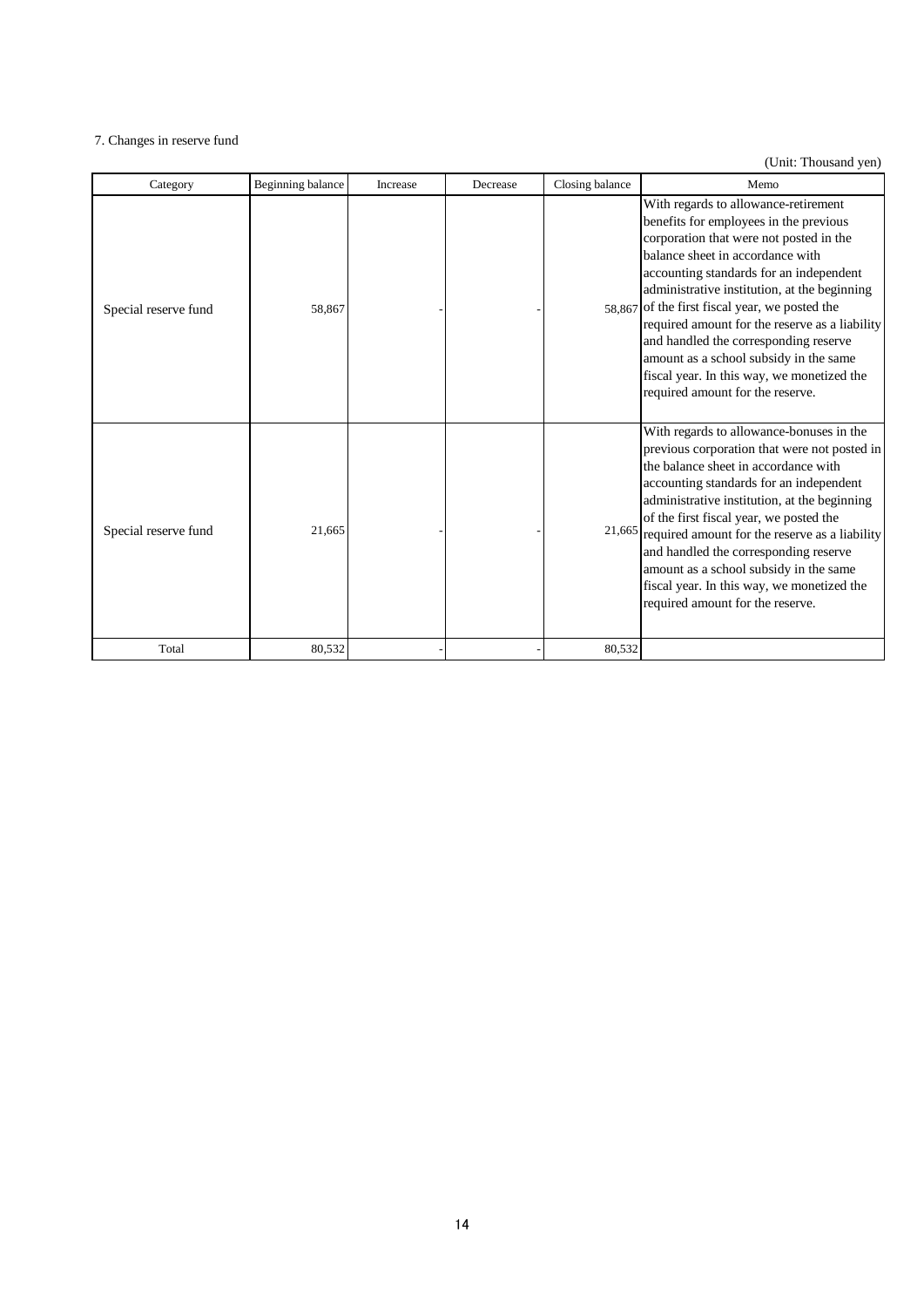7. Changes in reserve fund

(Unit: Thousand yen)

| Category | Beginning balance | Increase | Decrease | Closing balance | Memo |
|---|---|---|---|---|---|
| Special reserve fund | 58,867 | - | - | 58,867 | With regards to allowance-retirement benefits for employees in the previous corporation that were not posted in the balance sheet in accordance with accounting standards for an independent administrative institution, at the beginning of the first fiscal year, we posted the required amount for the reserve as a liability and handled the corresponding reserve amount as a school subsidy in the same fiscal year. In this way, we monetized the required amount for the reserve. |
| Special reserve fund | 21,665 | - | - | 21,665 | With regards to allowance-bonuses in the previous corporation that were not posted in the balance sheet in accordance with accounting standards for an independent administrative institution, at the beginning of the first fiscal year, we posted the required amount for the reserve as a liability and handled the corresponding reserve amount as a school subsidy in the same fiscal year. In this way, we monetized the required amount for the reserve. |
| Total | 80,532 | - | - | 80,532 | |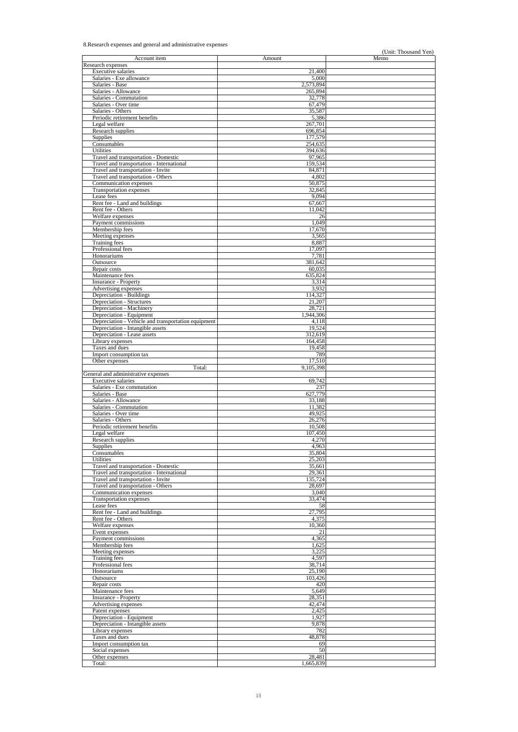8.Research expenses and general and administrative expenses

(Unit: Thousand Yen)

| Account item | Amount | Memo |
|---|---|---|
| Research expenses | | |
| Executive salaries | 21,400 | |
| Salaries - Exe allowance | 5,000 | |
| Salaries - Base | 2,573,894 | |
| Salaries - Allowance | 265,894 | |
| Salaries - Commutation | 32,778 | |
| Salaries - Over time | 67,479 | |
| Salaries - Others | 35,587 | |
| Periodic retirement benefits | 5,386 | |
| Legal welfare | 267,701 | |
| Research supplies | 696,854 | |
| Supplies | 177,579 | |
| Consumables | 254,635 | |
| Utilities | 394,636 | |
| Travel and transportation - Domestic | 97,965 | |
| Travel and transportation - International | 159,534 | |
| Travel and transportation - Invite | 84,871 | |
| Travel and transportation - Others | 4,802 | |
| Communication expenses | 50,875 | |
| Transportation expenses | 32,845 | |
| Lease fees | 9,094 | |
| Rent fee - Land and buildings | 67,667 | |
| Rent fee - Others | 11,042 | |
| Welfare expenses | 26 | |
| Payment commissions | 1,049 | |
| Membership fees | 17,670 | |
| Meeting expenses | 3,565 | |
| Training fees | 8,887 | |
| Professional fees | 17,097 | |
| Honorariums | 7,781 | |
| Outsource | 381,642 | |
| Repair costs | 60,035 | |
| Maintenance fees | 635,824 | |
| Insurance - Property | 3,314 | |
| Advertising expenses | 3,932 | |
| Depreciation - Buildings | 114,327 | |
| Depreciation - Structures | 21,207 | |
| Depreciation - Machinery | 28,721 | |
| Depreciation - Equipment | 1,944,306 | |
| Depreciation - Vehicle and transportation equipment | 4,118 | |
| Depreciation - Intangible assets | 19,524 | |
| Depreciation - Lease assets | 312,619 | |
| Library expenses | 164,458 | |
| Taxes and dues | 19,458 | |
| Import consumption tax | 789 | |
| Other expenses | 17,510 | |
| Total: | 9,105,398 | |
| General and administrative expenses | | |
| Executive salaries | 69,742 | |
| Salaries - Exe commutation | 237 | |
| Salaries - Base | 627,779 | |
| Salaries - Allowance | 33,188 | |
| Salaries - Commutation | 11,382 | |
| Salaries - Over time | 49,925 | |
| Salaries - Others | 26,276 | |
| Periodic retirement benefits | 10,508 | |
| Legal welfare | 107,450 | |
| Research supplies | 4,270 | |
| Supplies | 4,963 | |
| Consumables | 35,804 | |
| Utilities | 25,203 | |
| Travel and transportation - Domestic | 35,661 | |
| Travel and transportation - International | 29,361 | |
| Travel and transportation - Invite | 135,724 | |
| Travel and transportation - Others | 28,697 | |
| Communication expenses | 3,040 | |
| Transportation expenses | 33,474 | |
| Lease fees | 58 | |
| Rent fee - Land and buildings | 27,795 | |
| Rent fee - Others | 4,375 | |
| Welfare expenses | 10,360 | |
| Event expenses | 21 | |
| Payment commissions | 4,365 | |
| Membership fees | 1,625 | |
| Meeting expenses | 3,225 | |
| Training fees | 4,597 | |
| Professional fees | 38,714 | |
| Honorariums | 25,190 | |
| Outsource | 103,426 | |
| Repair costs | 420 | |
| Maintenance fees | 5,649 | |
| Insurance - Property | 28,351 | |
| Advertising expenses | 42,474 | |
| Patent expenses | 2,425 | |
| Depreciation - Equipment | 1,927 | |
| Depreciation - Intangible assets | 9,878 | |
| Library expenses | 782 | |
| Taxes and dues | 48,878 | |
| Import consumption tax | 69 | |
| Social expenses | 50 | |
| Other expenses | 28,481 | |
| Total: | 1,665,839 | |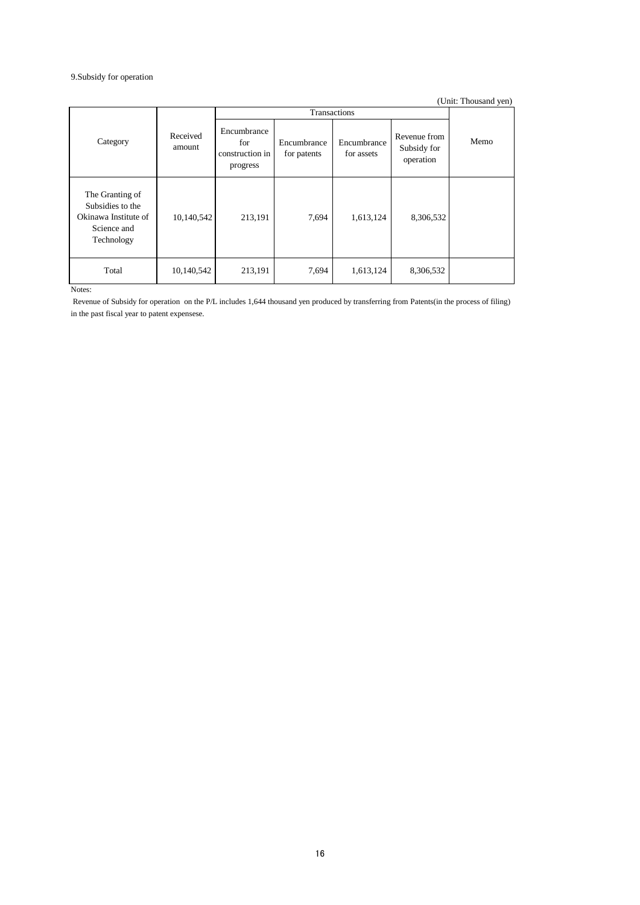9.Subsidy for operation

(Unit: Thousand yen)

| Category | Received amount | Transactions | | | | Memo |
|---|---|---|---|---|---|---|
| | | Encumbrance for construction in progress | Encumbrance for patents | Encumbrance for assets | Revenue from Subsidy for operation | |
| The Granting of Subsidies to the Okinawa Institute of Science and Technology | 10,140,542 | 213,191 | 7,694 | 1,613,124 | 8,306,532 | |
| Total | 10,140,542 | 213,191 | 7,694 | 1,613,124 | 8,306,532 | |

Notes:

Revenue of Subsidy for operation on the P/L includes 1,644 thousand yen produced by transferring from Patents(in the process of filing) in the past fiscal year to patent expensese.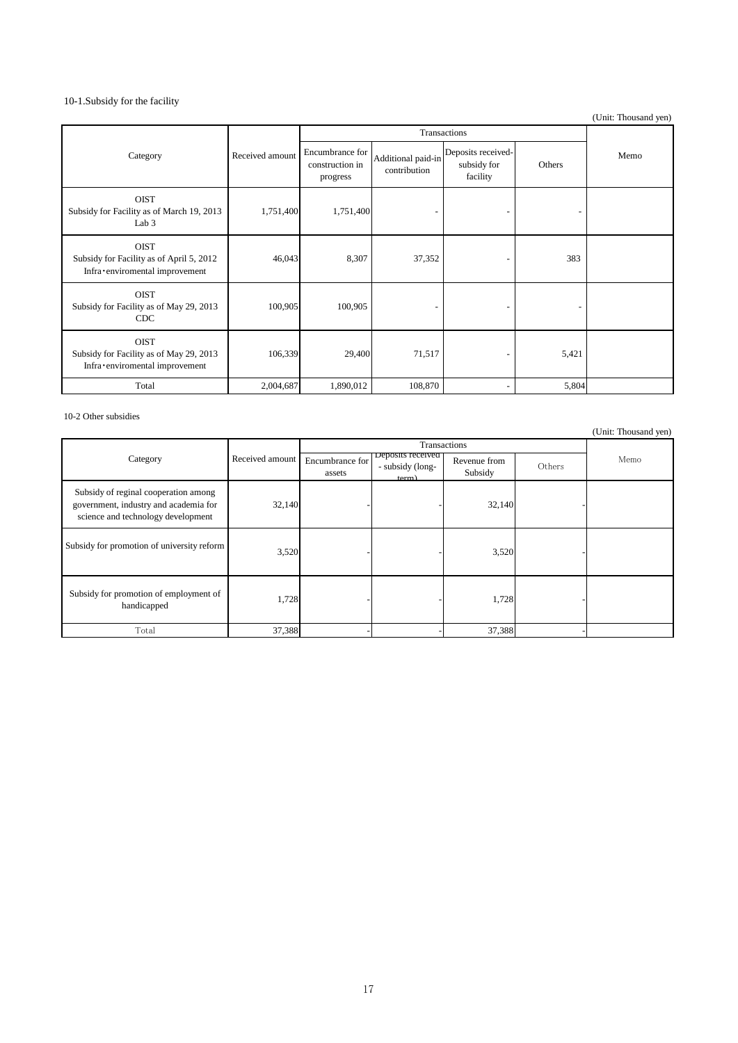10-1.Subsidy for the facility

(Unit: Thousand yen)

| Category | Received amount | Transactions | | | | Memo |
|---|---|---|---|---|---|---|
| | | Encumbrance for construction in progress | Additional paid-in contribution | Deposits received-subsidy for facility | Others | |
| OIST Subsidy for Facility as of March 19, 2013 Lab 3 | 1,751,400 | 1,751,400 | - | - | - | |
| OIST Subsidy for Facility as of April 5, 2012 Infra･enviromental improvement | 46,043 | 8,307 | 37,352 | - | 383 | |
| OIST Subsidy for Facility as of May 29, 2013 CDC | 100,905 | 100,905 | - | - | - | |
| OIST Subsidy for Facility as of May 29, 2013 Infra･enviromental improvement | 106,339 | 29,400 | 71,517 | - | 5,421 | |
| Total | 2,004,687 | 1,890,012 | 108,870 | - | 5,804 | |

10-2 Other subsidies

(Unit: Thousand yen)

| Category | Received amount | Transactions | | | | Memo |
|---|---|---|---|---|---|---|
| | | Encumbrance for assets | Deposits received - subsidy (long-term) | Revenue from Subsidy | Others | |
| Subsidy of reginal cooperation among government, industry and academia for science and technology development | 32,140 | - | - | 32,140 | - | |
| Subsidy for promotion of university reform | 3,520 | - | - | 3,520 | - | |
| Subsidy for promotion of employment of handicapped | 1,728 | - | - | 1,728 | - | |
| Total | 37,388 | - | - | 37,388 | - | |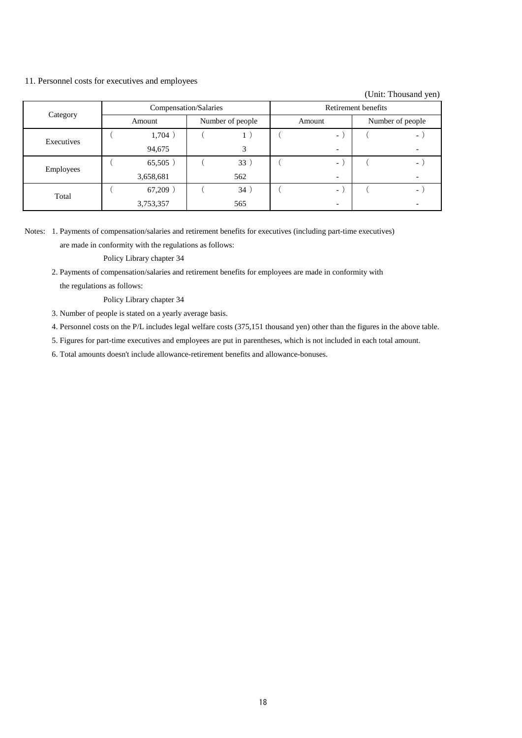11. Personnel costs for executives and employees

(Unit: Thousand yen)

| Category | Compensation/Salaries | | Retirement benefits | |
|---|---|---|---|---|
| | Amount | Number of people | Amount | Number of people |
| Executives | ( 1,704 ) | ( 1 ) | ( - ) | ( - ) |
| | 94,675 | 3 | - | - |
| Employees | ( 65,505 ) | ( 33 ) | ( - ) | ( - ) |
| | 3,658,681 | 562 | - | - |
| Total | ( 67,209 ) | ( 34 ) | ( - ) | ( - ) |
| | 3,753,357 | 565 | - | - |

Notes: 1. Payments of compensation/salaries and retirement benefits for executives (including part-time executives) are made in conformity with the regulations as follows:

Policy Library chapter 34

2. Payments of compensation/salaries and retirement benefits for employees are made in conformity with the regulations as follows:

Policy Library chapter 34

3. Number of people is stated on a yearly average basis.

4. Personnel costs on the P/L includes legal welfare costs (375,151 thousand yen) other than the figures in the above table.

5. Figures for part-time executives and employees are put in parentheses, which is not included in each total amount.

6. Total amounts doesn't include allowance-retirement benefits and allowance-bonuses.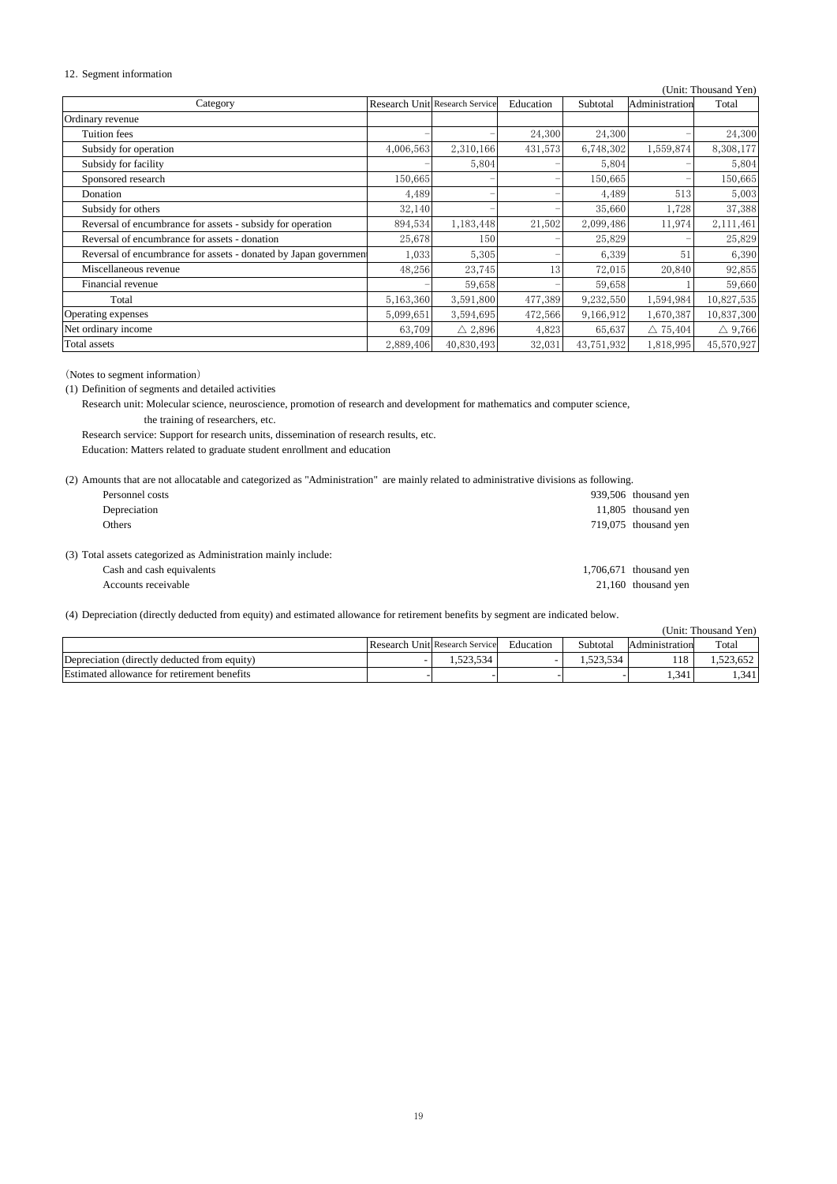12. Segment information

(Unit: Thousand Yen)

| Category | Research Unit | Research Service | Education | Subtotal | Administration | Total |
|---|---|---|---|---|---|---|
| Ordinary revenue | | | | | | |
| Tuition fees | – | – | 24,300 | 24,300 | – | 24,300 |
| Subsidy for operation | 4,006,563 | 2,310,166 | 431,573 | 6,748,302 | 1,559,874 | 8,308,177 |
| Subsidy for facility | – | 5,804 | – | 5,804 | – | 5,804 |
| Sponsored research | 150,665 | – | – | 150,665 | – | 150,665 |
| Donation | 4,489 | – | – | 4,489 | 513 | 5,003 |
| Subsidy for others | 32,140 | – | – | 35,660 | 1,728 | 37,388 |
| Reversal of encumbrance for assets - subsidy for operation | 894,534 | 1,183,448 | 21,502 | 2,099,486 | 11,974 | 2,111,461 |
| Reversal of encumbrance for assets - donation | 25,678 | 150 | – | 25,829 | – | 25,829 |
| Reversal of encumbrance for assets - donated by Japan governmen | 1,033 | 5,305 | – | 6,339 | 51 | 6,390 |
| Miscellaneous revenue | 48,256 | 23,745 | 13 | 72,015 | 20,840 | 92,855 |
| Financial revenue | – | 59,658 | – | 59,658 | 1 | 59,660 |
| Total | 5,163,360 | 3,591,800 | 477,389 | 9,232,550 | 1,594,984 | 10,827,535 |
| Operating expenses | 5,099,651 | 3,594,695 | 472,566 | 9,166,912 | 1,670,387 | 10,837,300 |
| Net ordinary income | 63,709 | △ 2,896 | 4,823 | 65,637 | △ 75,404 | △ 9,766 |
| Total assets | 2,889,406 | 40,830,493 | 32,031 | 43,751,932 | 1,818,995 | 45,570,927 |

（Notes to segment information）

(1) Definition of segments and detailed activities

Research unit: Molecular science, neuroscience, promotion of research and development for mathematics and computer science, the training of researchers, etc.

Research service: Support for research units, dissemination of research results, etc.

Education: Matters related to graduate student enrollment and education

(2) Amounts that are not allocatable and categorized as "Administration" are mainly related to administrative divisions as following.

| | |
|---|---|
| Personnel costs | 939,506 thousand yen |
| Depreciation | 11,805 thousand yen |
| Others | 719,075 thousand yen |

(3) Total assets categorized as Administration mainly include:

| | |
|---|---|
| Cash and cash equivalents | 1,706,671 thousand yen |
| Accounts receivable | 21,160 thousand yen |

(4) Depreciation (directly deducted from equity) and estimated allowance for retirement benefits by segment are indicated below.

(Unit: Thousand Yen)

| | Research Unit | Research Service | Education | Subtotal | Administration | Total |
|---|---|---|---|---|---|---|
| Depreciation (directly deducted from equity) | - | 1,523,534 | - | 1,523,534 | 118 | 1,523,652 |
| Estimated allowance for retirement benefits | - | - | - | - | 1,341 | 1,341 |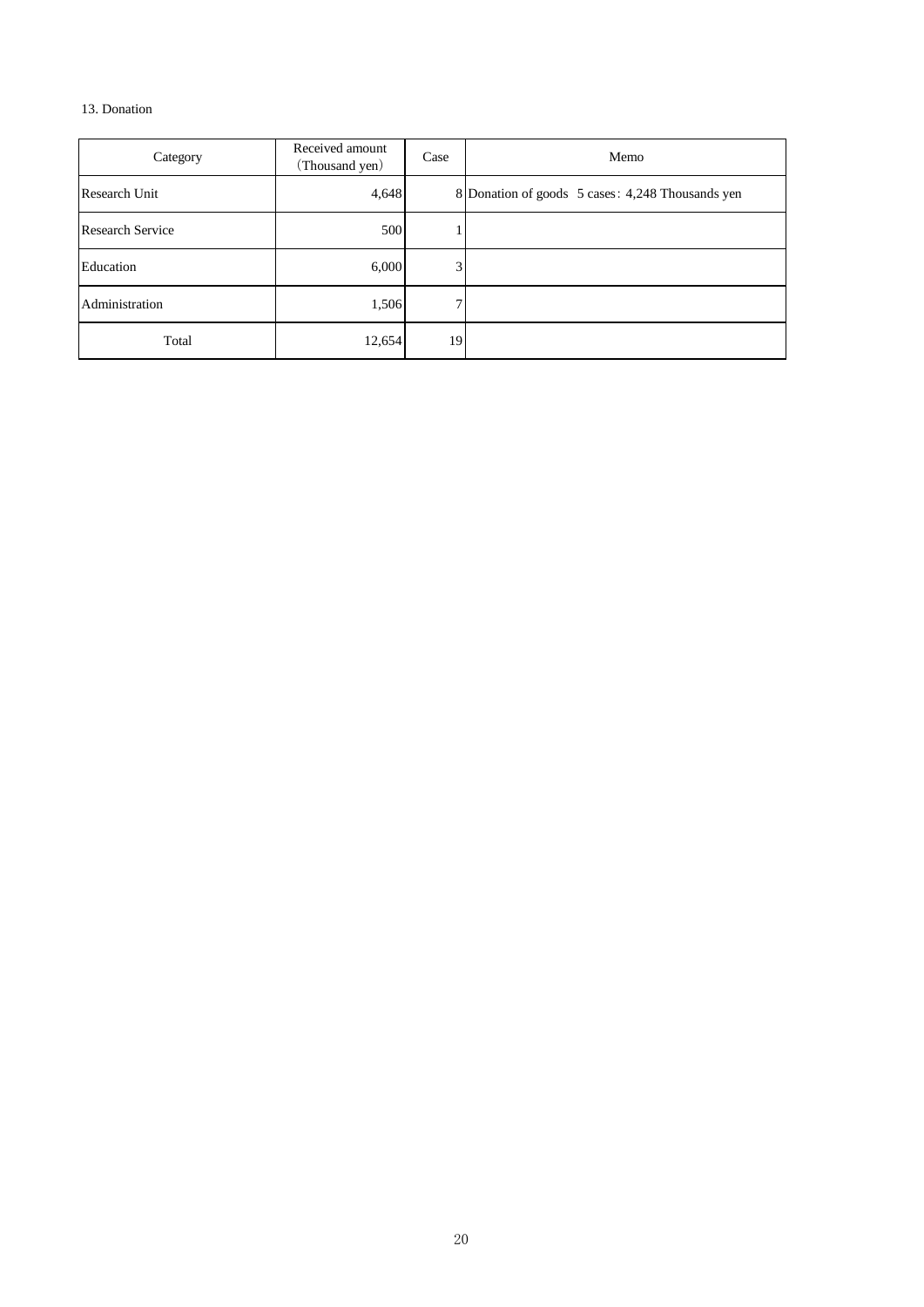## 13. Donation

| Category | Received amount (Thousand yen) | Case | Memo |
|---|---|---|---|
| Research Unit | 4,648 | 8 | Donation of goods 5 cases：4,248 Thousands yen |
| Research Service | 500 | 1 | |
| Education | 6,000 | 3 | |
| Administration | 1,506 | 7 | |
| Total | 12,654 | 19 | |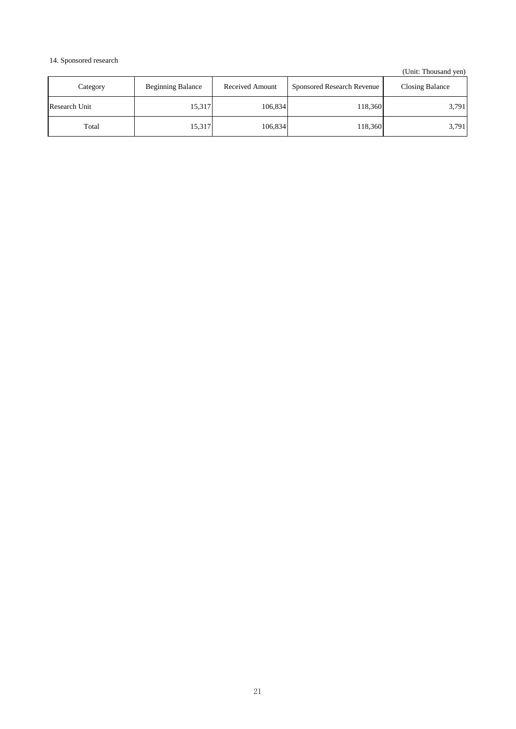14. Sponsored research

(Unit: Thousand yen)

| Category | Beginning Balance | Received Amount | Sponsored Research Revenue | Closing Balance |
|---|---|---|---|---|
| Research Unit | 15,317 | 106,834 | 118,360 | 3,791 |
| Total | 15,317 | 106,834 | 118,360 | 3,791 |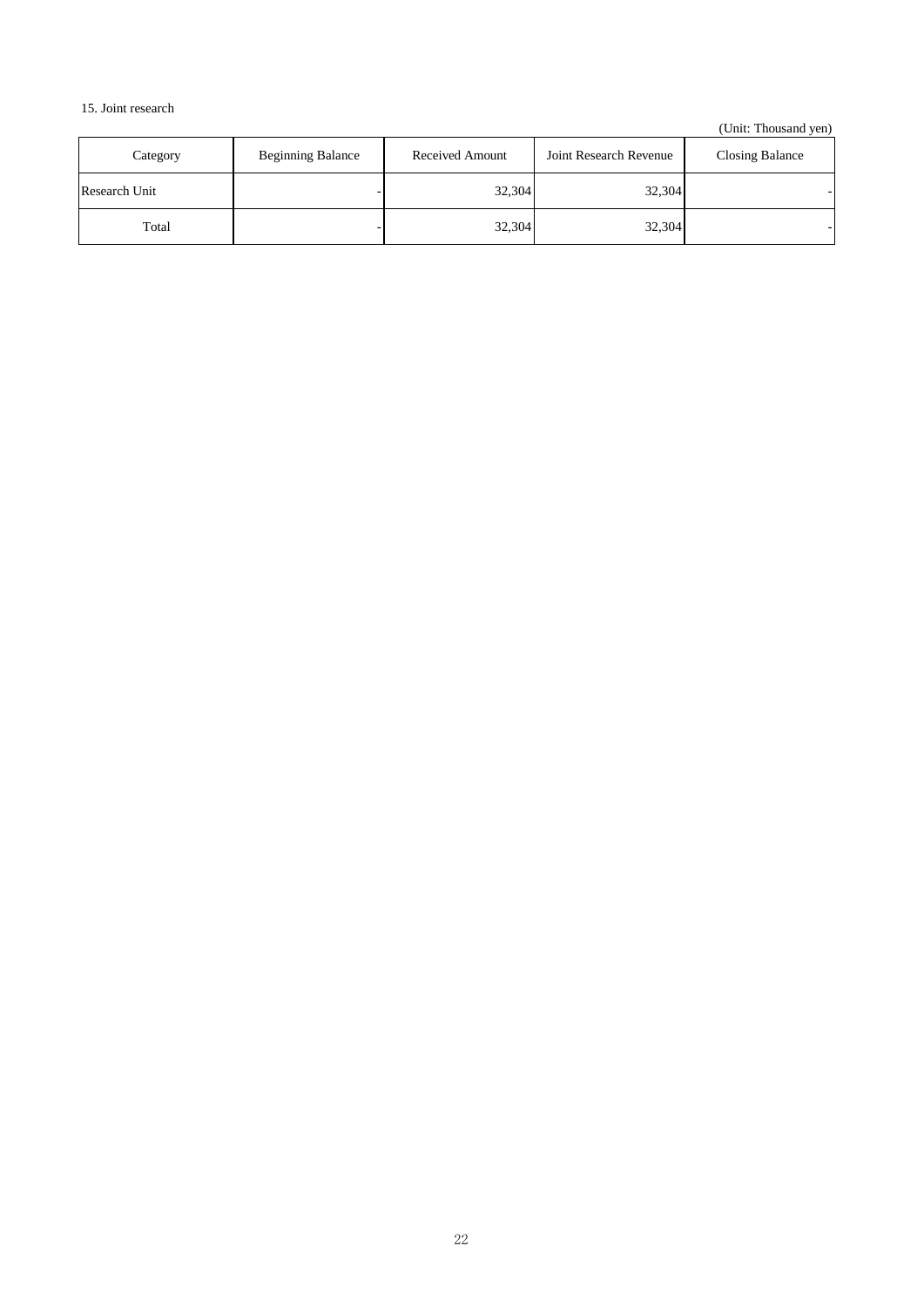15. Joint research

(Unit: Thousand yen)

| Category | Beginning Balance | Received Amount | Joint Research Revenue | Closing Balance |
|---|---|---|---|---|
| Research Unit | - | 32,304 | 32,304 | - |
| Total | - | 32,304 | 32,304 | - |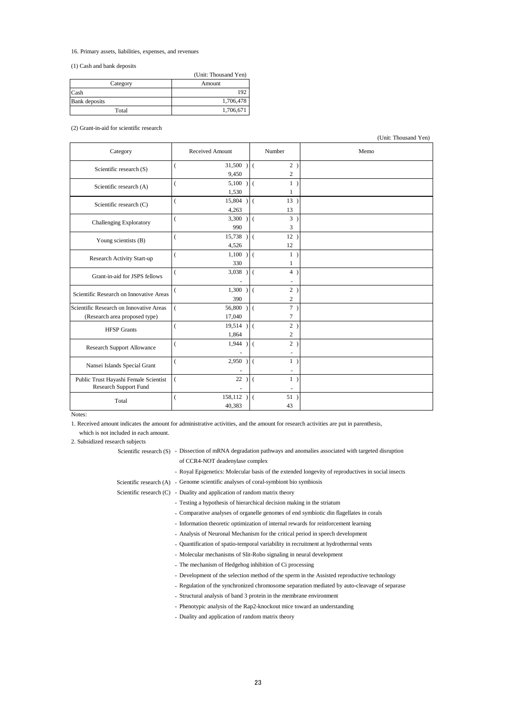16. Primary assets, liabilities, expenses, and revenues

(1) Cash and bank deposits

(Unit: Thousand Yen)

| Category | Amount |
|---|---|
| Cash | 192 |
| Bank deposits | 1,706,478 |
| Total | 1,706,671 |

(2) Grant-in-aid for scientific research

(Unit: Thousand Yen)

| Category | Received Amount | Number | Memo |
|---|---|---|---|
| Scientific research (S) | ( 31,500 ) 9,450 | ( 2 ) 2 | |
| Scientific research (A) | ( 5,100 ) 1,530 | ( 1 ) 1 | |
| Scientific research (C) | ( 15,804 ) 4,263 | ( 13 ) 13 | |
| Challenging Exploratory | ( 3,300 ) 990 | ( 3 ) 3 | |
| Young scientists (B) | ( 15,738 ) 4,526 | ( 12 ) 12 | |
| Research Activity Start-up | ( 1,100 ) 330 | ( 1 ) 1 | |
| Grant-in-aid for JSPS fellows | ( 3,038 ) - | ( 4 ) - | |
| Scientific Research on Innovative Areas | ( 1,300 ) 390 | ( 2 ) 2 | |
| Scientific Research on Innovative Areas (Research area proposed type) | ( 56,800 ) 17,040 | ( 7 ) 7 | |
| HFSP Grants | ( 19,514 ) 1,864 | ( 2 ) 2 | |
| Research Support Allowance | ( 1,944 ) - | ( 2 ) - | |
| Nansei Islands Special Grant | ( 2,950 ) - | ( 1 ) - | |
| Public Trust Hayashi Female Scientist Research Support Fund | ( 22 ) - | ( 1 ) - | |
| Total | ( 158,112 ) 40,383 | ( 51 ) 43 | |

Notes:

1. Received amount indicates the amount for administrative activities, and the amount for research activities are put in parenthesis, which is not included in each amount.

2. Subsidized research subjects

Scientific research (S)
- Dissection of mRNA degradation pathways and anomalies associated with targeted disruption of CCR4-NOT deadenylase complex
- Royal Epigenetics: Molecular basis of the extended longevity of reproductives in social insects

Scientific research (A)
- Genome scientific analyses of coral-symbiont bio symbiosis

Scientific research (C)
- Duality and application of random matrix theory
- Testing a hypothesis of hierarchical decision making in the striatum
- Comparative analyses of organelle genomes of end symbiotic din flagellates in corals
- Information theoretic optimization of internal rewards for reinforcement learning
- Analysis of Neuronal Mechanism for the critical period in speech development
- Quantification of spatio-temporal variability in recruitment at hydrothermal vents
- Molecular mechanisms of Slit-Robo signaling in neural development
- The mechanism of Hedgehog inhibition of Ci processing
- Development of the selection method of the sperm in the Assisted reproductive technology
- Regulation of the synchronized chromosome separation mediated by auto-cleavage of separase
- Structural analysis of band 3 protein in the membrane environment
- Phenotypic analysis of the Rap2-knockout mice toward an understanding
- Duality and application of random matrix theory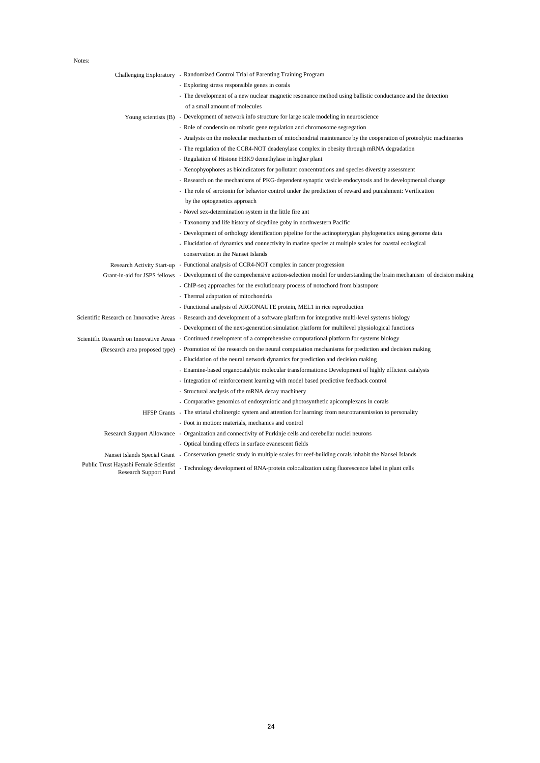Notes:

| | |
|---|---|
| Challenging Exploratory | - Randomized Control Trial of Parenting Training Program |
| | - Exploring stress responsible genes in corals |
| | - The development of a new nuclear magnetic resonance method using ballistic conductance and the detection of a small amount of molecules |
| Young scientists (B) | - Development of network info structure for large scale modeling in neuroscience |
| | - Role of condensin on mitotic gene regulation and chromosome segregation |
| | - Analysis on the molecular mechanism of mitochondrial maintenance by the cooperation of proteolytic machineries |
| | - The regulation of the CCR4-NOT deadenylase complex in obesity through mRNA degradation |
| | - Regulation of Histone H3K9 demethylase in higher plant |
| | - Xenophyophores as bioindicators for pollutant concentrations and species diversity assessment |
| | - Research on the mechanisms of PKG-dependent synaptic vesicle endocytosis and its developmental change |
| | - The role of serotonin for behavior control under the prediction of reward and punishment: Verification by the optogenetics approach |
| | - Novel sex-determination system in the little fire ant |
| | - Taxonomy and life history of sicydiine goby in northwestern Pacific |
| | - Development of orthology identification pipeline for the actinopterygian phylogenetics using genome data |
| | - Elucidation of dynamics and connectivity in marine species at multiple scales for coastal ecological conservation in the Nansei Islands |
| Research Activity Start-up | - Functional analysis of CCR4-NOT complex in cancer progression |
| Grant-in-aid for JSPS fellows | - Development of the comprehensive action-selection model for understanding the brain mechanism of decision making |
| | - ChIP-seq approaches for the evolutionary process of notochord from blastopore |
| | - Thermal adaptation of mitochondria |
| | - Functional analysis of ARGONAUTE protein, MEL1 in rice reproduction |
| Scientific Research on Innovative Areas | - Research and development of a software platform for integrative multi-level systems biology |
| | - Development of the next-generation simulation platform for multilevel physiological functions |
| Scientific Research on Innovative Areas | - Continued development of a comprehensive computational platform for systems biology |
| (Research area proposed type) | - Promotion of the research on the neural computation mechanisms for prediction and decision making |
| | - Elucidation of the neural network dynamics for prediction and decision making |
| | - Enamine-based organocatalytic molecular transformations: Development of highly efficient catalysts |
| | - Integration of reinforcement learning with model based predictive feedback control |
| | - Structural analysis of the mRNA decay machinery |
| | - Comparative genomics of endosymiotic and photosynthetic apicomplexans in corals |
| HFSP Grants | - The striatal cholinergic system and attention for learning: from neurotransmission to personality |
| | - Foot in motion: materials, mechanics and control |
| Research Support Allowance | - Organization and connectivity of Purkinje cells and cerebellar nuclei neurons |
| | - Optical binding effects in surface evanescent fields |
| Nansei Islands Special Grant | - Conservation genetic study in multiple scales for reef-building corals inhabit the Nansei Islands |
| Public Trust Hayashi Female Scientist Research Support Fund | - Technology development of RNA-protein colocalization using fluorescence label in plant cells |